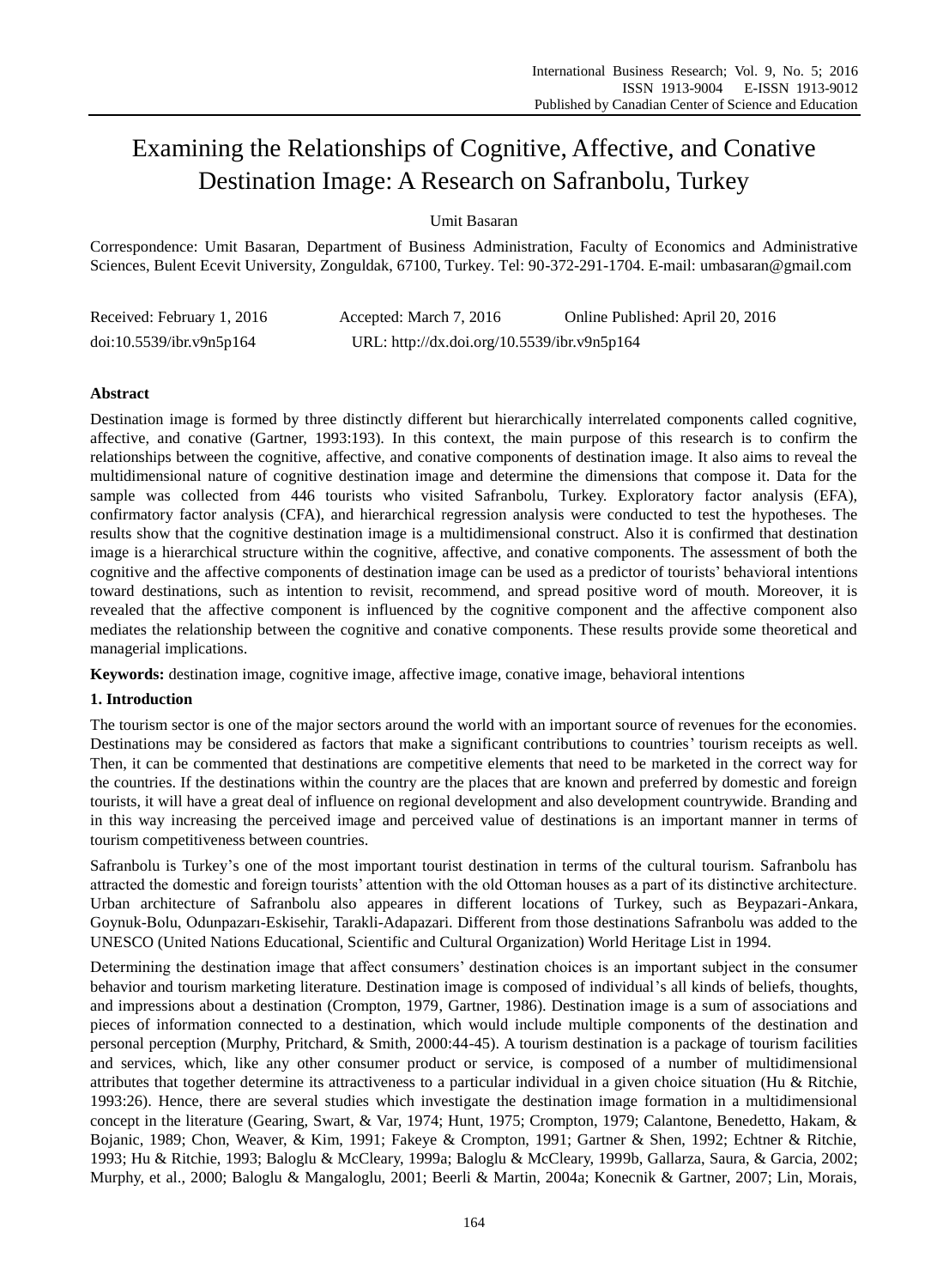# Examining the Relationships of Cognitive, Affective, and Conative Destination Image: A Research on Safranbolu, Turkey

Umit Basaran

Correspondence: Umit Basaran, Department of Business Administration, Faculty of Economics and Administrative Sciences, Bulent Ecevit University, Zonguldak, 67100, Turkey. Tel: 90-372-291-1704. E-mail: umbasaran@gmail.com

| | | |
|---|---|---|
| Received: February 1, 2016 | Accepted: March 7, 2016 | Online Published: April 20, 2016 |
| doi:10.5539/ibr.v9n5p164 | URL: http://dx.doi.org/10.5539/ibr.v9n5p164 | |

## Abstract

Destination image is formed by three distinctly different but hierarchically interrelated components called cognitive, affective, and conative (Gartner, 1993:193). In this context, the main purpose of this research is to confirm the relationships between the cognitive, affective, and conative components of destination image. It also aims to reveal the multidimensional nature of cognitive destination image and determine the dimensions that compose it. Data for the sample was collected from 446 tourists who visited Safranbolu, Turkey. Exploratory factor analysis (EFA), confirmatory factor analysis (CFA), and hierarchical regression analysis were conducted to test the hypotheses. The results show that the cognitive destination image is a multidimensional construct. Also it is confirmed that destination image is a hierarchical structure within the cognitive, affective, and conative components. The assessment of both the cognitive and the affective components of destination image can be used as a predictor of tourists' behavioral intentions toward destinations, such as intention to revisit, recommend, and spread positive word of mouth. Moreover, it is revealed that the affective component is influenced by the cognitive component and the affective component also mediates the relationship between the cognitive and conative components. These results provide some theoretical and managerial implications.

**Keywords:** destination image, cognitive image, affective image, conative image, behavioral intentions

## 1. Introduction

The tourism sector is one of the major sectors around the world with an important source of revenues for the economies. Destinations may be considered as factors that make a significant contributions to countries' tourism receipts as well. Then, it can be commented that destinations are competitive elements that need to be marketed in the correct way for the countries. If the destinations within the country are the places that are known and preferred by domestic and foreign tourists, it will have a great deal of influence on regional development and also development countrywide. Branding and in this way increasing the perceived image and perceived value of destinations is an important manner in terms of tourism competitiveness between countries.

Safranbolu is Turkey's one of the most important tourist destination in terms of the cultural tourism. Safranbolu has attracted the domestic and foreign tourists' attention with the old Ottoman houses as a part of its distinctive architecture. Urban architecture of Safranbolu also appeares in different locations of Turkey, such as Beypazari-Ankara, Goynuk-Bolu, Odunpazarı-Eskisehir, Tarakli-Adapazari. Different from those destinations Safranbolu was added to the UNESCO (United Nations Educational, Scientific and Cultural Organization) World Heritage List in 1994.

Determining the destination image that affect consumers' destination choices is an important subject in the consumer behavior and tourism marketing literature. Destination image is composed of individual's all kinds of beliefs, thoughts, and impressions about a destination (Crompton, 1979, Gartner, 1986). Destination image is a sum of associations and pieces of information connected to a destination, which would include multiple components of the destination and personal perception (Murphy, Pritchard, & Smith, 2000:44-45). A tourism destination is a package of tourism facilities and services, which, like any other consumer product or service, is composed of a number of multidimensional attributes that together determine its attractiveness to a particular individual in a given choice situation (Hu & Ritchie, 1993:26). Hence, there are several studies which investigate the destination image formation in a multidimensional concept in the literature (Gearing, Swart, & Var, 1974; Hunt, 1975; Crompton, 1979; Calantone, Benedetto, Hakam, & Bojanic, 1989; Chon, Weaver, & Kim, 1991; Fakeye & Crompton, 1991; Gartner & Shen, 1992; Echtner & Ritchie, 1993; Hu & Ritchie, 1993; Baloglu & McCleary, 1999a; Baloglu & McCleary, 1999b, Gallarza, Saura, & Garcia, 2002; Murphy, et al., 2000; Baloglu & Mangaloglu, 2001; Beerli & Martin, 2004a; Konecnik & Gartner, 2007; Lin, Morais,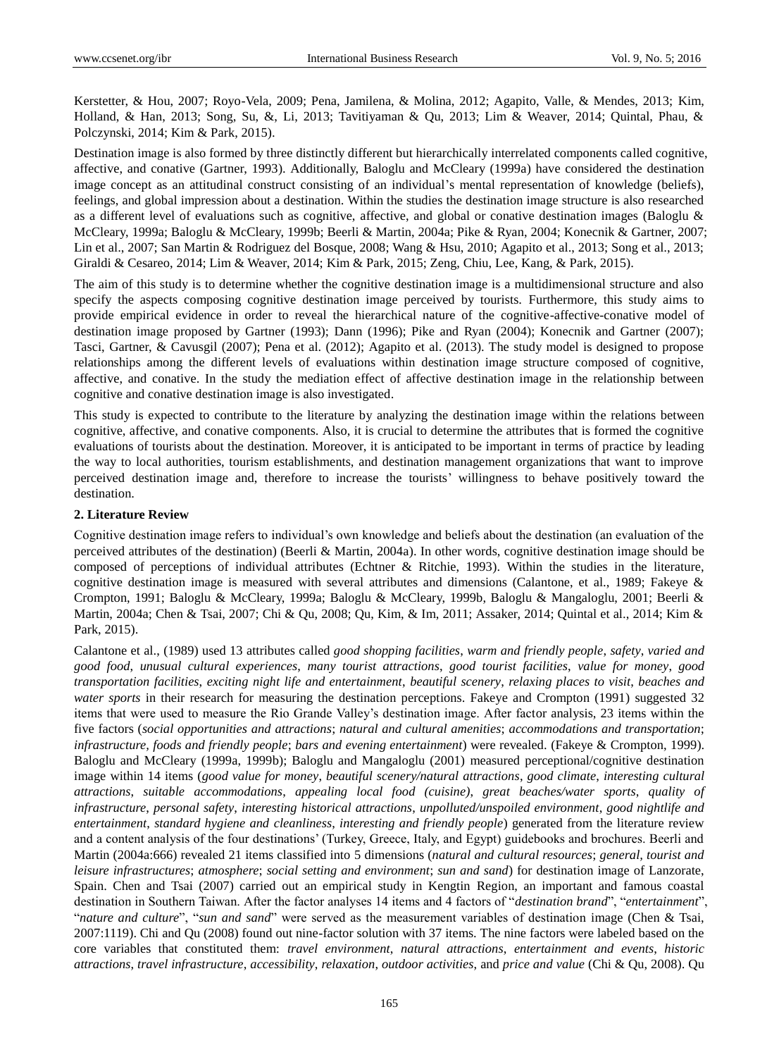Kerstetter, & Hou, 2007; Royo-Vela, 2009; Pena, Jamilena, & Molina, 2012; Agapito, Valle, & Mendes, 2013; Kim, Holland, & Han, 2013; Song, Su, &, Li, 2013; Tavitiyaman & Qu, 2013; Lim & Weaver, 2014; Quintal, Phau, & Polczynski, 2014; Kim & Park, 2015).

Destination image is also formed by three distinctly different but hierarchically interrelated components called cognitive, affective, and conative (Gartner, 1993). Additionally, Baloglu and McCleary (1999a) have considered the destination image concept as an attitudinal construct consisting of an individual's mental representation of knowledge (beliefs), feelings, and global impression about a destination. Within the studies the destination image structure is also researched as a different level of evaluations such as cognitive, affective, and global or conative destination images (Baloglu & McCleary, 1999a; Baloglu & McCleary, 1999b; Beerli & Martin, 2004a; Pike & Ryan, 2004; Konecnik & Gartner, 2007; Lin et al., 2007; San Martin & Rodriguez del Bosque, 2008; Wang & Hsu, 2010; Agapito et al., 2013; Song et al., 2013; Giraldi & Cesareo, 2014; Lim & Weaver, 2014; Kim & Park, 2015; Zeng, Chiu, Lee, Kang, & Park, 2015).

The aim of this study is to determine whether the cognitive destination image is a multidimensional structure and also specify the aspects composing cognitive destination image perceived by tourists. Furthermore, this study aims to provide empirical evidence in order to reveal the hierarchical nature of the cognitive-affective-conative model of destination image proposed by Gartner (1993); Dann (1996); Pike and Ryan (2004); Konecnik and Gartner (2007); Tasci, Gartner, & Cavusgil (2007); Pena et al. (2012); Agapito et al. (2013). The study model is designed to propose relationships among the different levels of evaluations within destination image structure composed of cognitive, affective, and conative. In the study the mediation effect of affective destination image in the relationship between cognitive and conative destination image is also investigated.

This study is expected to contribute to the literature by analyzing the destination image within the relations between cognitive, affective, and conative components. Also, it is crucial to determine the attributes that is formed the cognitive evaluations of tourists about the destination. Moreover, it is anticipated to be important in terms of practice by leading the way to local authorities, tourism establishments, and destination management organizations that want to improve perceived destination image and, therefore to increase the tourists' willingness to behave positively toward the destination.

## 2. Literature Review

Cognitive destination image refers to individual's own knowledge and beliefs about the destination (an evaluation of the perceived attributes of the destination) (Beerli & Martin, 2004a). In other words, cognitive destination image should be composed of perceptions of individual attributes (Echtner & Ritchie, 1993). Within the studies in the literature, cognitive destination image is measured with several attributes and dimensions (Calantone, et al., 1989; Fakeye & Crompton, 1991; Baloglu & McCleary, 1999a; Baloglu & McCleary, 1999b, Baloglu & Mangaloglu, 2001; Beerli & Martin, 2004a; Chen & Tsai, 2007; Chi & Qu, 2008; Qu, Kim, & Im, 2011; Assaker, 2014; Quintal et al., 2014; Kim & Park, 2015).

Calantone et al., (1989) used 13 attributes called *good shopping facilities*, *warm and friendly people*, *safety*, *varied and good food*, *unusual cultural experiences*, *many tourist attractions*, *good tourist facilities*, *value for money*, *good transportation facilities*, *exciting night life and entertainment*, *beautiful scenery*, *relaxing places to visit*, *beaches and water sports* in their research for measuring the destination perceptions. Fakeye and Crompton (1991) suggested 32 items that were used to measure the Rio Grande Valley's destination image. After factor analysis, 23 items within the five factors (*social opportunities and attractions*; *natural and cultural amenities*; *accommodations and transportation*; *infrastructure, foods and friendly people*; *bars and evening entertainment*) were revealed. (Fakeye & Crompton, 1999). Baloglu and McCleary (1999a, 1999b); Baloglu and Mangaloglu (2001) measured perceptional/cognitive destination image within 14 items (*good value for money*, *beautiful scenery/natural attractions*, *good climate*, *interesting cultural attractions*, *suitable accommodations*, *appealing local food (cuisine)*, *great beaches/water sports*, *quality of infrastructure*, *personal safety*, *interesting historical attractions*, *unpolluted/unspoiled environment*, *good nightlife and entertainment*, *standard hygiene and cleanliness*, *interesting and friendly people*) generated from the literature review and a content analysis of the four destinations' (Turkey, Greece, Italy, and Egypt) guidebooks and brochures. Beerli and Martin (2004a:666) revealed 21 items classified into 5 dimensions (*natural and cultural resources*; *general, tourist and leisure infrastructures*; *atmosphere*; *social setting and environment*; *sun and sand*) for destination image of Lanzorate, Spain. Chen and Tsai (2007) carried out an empirical study in Kengtin Region, an important and famous coastal destination in Southern Taiwan. After the factor analyses 14 items and 4 factors of "*destination brand*", "*entertainment*", "*nature and culture*", "*sun and sand*" were served as the measurement variables of destination image (Chen & Tsai, 2007:1119). Chi and Qu (2008) found out nine-factor solution with 37 items. The nine factors were labeled based on the core variables that constituted them: *travel environment*, *natural attractions*, *entertainment and events*, *historic attractions*, *travel infrastructure*, *accessibility*, *relaxation*, *outdoor activities*, and *price and value* (Chi & Qu, 2008). Qu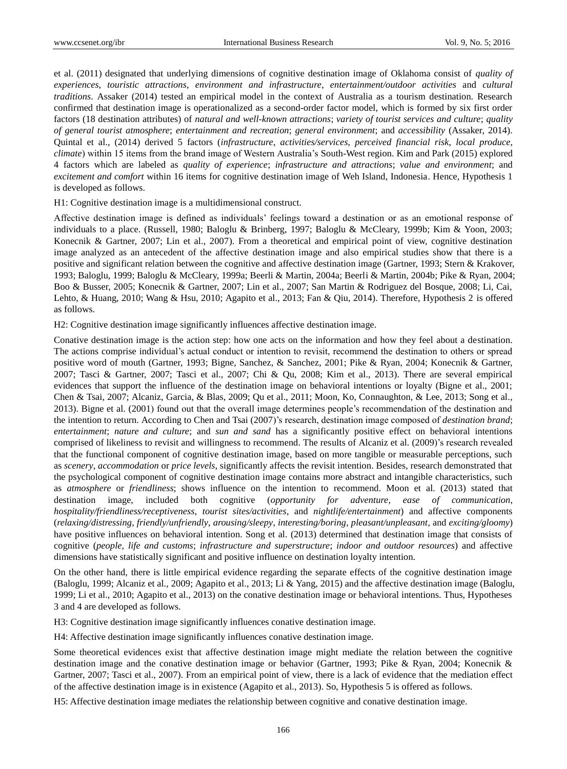et al. (2011) designated that underlying dimensions of cognitive destination image of Oklahoma consist of *quality of experiences*, *touristic attractions*, *environment and infrastructure*, *entertainment/outdoor activities* and *cultural traditions*. Assaker (2014) tested an empirical model in the context of Australia as a tourism destination. Research confirmed that destination image is operationalized as a second-order factor model, which is formed by six first order factors (18 destination attributes) of *natural and well-known attractions*; *variety of tourist services and culture*; *quality of general tourist atmosphere*; *entertainment and recreation*; *general environment*; and *accessibility* (Assaker, 2014). Quintal et al., (2014) derived 5 factors (*infrastructure*, *activities/services*, *perceived financial risk*, *local produce*, *climate*) within 15 items from the brand image of Western Australia's South-West region. Kim and Park (2015) explored 4 factors which are labeled as *quality of experience*; *infrastructure and attractions*; *value and environment*; and *excitement and comfort* within 16 items for cognitive destination image of Weh Island, Indonesia. Hence, Hypothesis 1 is developed as follows.

H1: Cognitive destination image is a multidimensional construct.

Affective destination image is defined as individuals' feelings toward a destination or as an emotional response of individuals to a place. (Russell, 1980; Baloglu & Brinberg, 1997; Baloglu & McCleary, 1999b; Kim & Yoon, 2003; Konecnik & Gartner, 2007; Lin et al., 2007). From a theoretical and empirical point of view, cognitive destination image analyzed as an antecedent of the affective destination image and also empirical studies show that there is a positive and significant relation between the cognitive and affective destination image (Gartner, 1993; Stern & Krakover, 1993; Baloglu, 1999; Baloglu & McCleary, 1999a; Beerli & Martin, 2004a; Beerli & Martin, 2004b; Pike & Ryan, 2004; Boo & Busser, 2005; Konecnik & Gartner, 2007; Lin et al., 2007; San Martin & Rodriguez del Bosque, 2008; Li, Cai, Lehto, & Huang, 2010; Wang & Hsu, 2010; Agapito et al., 2013; Fan & Qiu, 2014). Therefore, Hypothesis 2 is offered as follows.

H2: Cognitive destination image significantly influences affective destination image.

Conative destination image is the action step: how one acts on the information and how they feel about a destination. The actions comprise individual's actual conduct or intention to revisit, recommend the destination to others or spread positive word of mouth (Gartner, 1993; Bigne, Sanchez, & Sanchez, 2001; Pike & Ryan, 2004; Konecnik & Gartner, 2007; Tasci & Gartner, 2007; Tasci et al., 2007; Chi & Qu, 2008; Kim et al., 2013). There are several empirical evidences that support the influence of the destination image on behavioral intentions or loyalty (Bigne et al., 2001; Chen & Tsai, 2007; Alcaniz, Garcia, & Blas, 2009; Qu et al., 2011; Moon, Ko, Connaughton, & Lee, 2013; Song et al., 2013). Bigne et al. (2001) found out that the overall image determines people's recommendation of the destination and the intention to return. According to Chen and Tsai (2007)'s research, destination image composed of *destination brand*; *entertainment*; *nature and culture*; and *sun and sand* has a significantly positive effect on behavioral intentions comprised of likeliness to revisit and willingness to recommend. The results of Alcaniz et al. (2009)'s research revealed that the functional component of cognitive destination image, based on more tangible or measurable perceptions, such as *scenery*, *accommodation* or *price levels*, significantly affects the revisit intention. Besides, research demonstrated that the psychological component of cognitive destination image contains more abstract and intangible characteristics, such as *atmosphere* or *friendliness*; shows influence on the intention to recommend. Moon et al. (2013) stated that destination image, included both cognitive (*opportunity for adventure*, *ease of communication*, *hospitality/friendliness/receptiveness*, *tourist sites/activities*, and *nightlife/entertainment*) and affective components (*relaxing/distressing*, *friendly/unfriendly*, *arousing/sleepy*, *interesting/boring*, *pleasant/unpleasant*, and *exciting/gloomy*) have positive influences on behavioral intention. Song et al. (2013) determined that destination image that consists of cognitive (*people, life and customs*; *infrastructure and superstructure*; *indoor and outdoor resources*) and affective dimensions have statistically significant and positive influence on destination loyalty intention.

On the other hand, there is little empirical evidence regarding the separate effects of the cognitive destination image (Baloglu, 1999; Alcaniz et al., 2009; Agapito et al., 2013; Li & Yang, 2015) and the affective destination image (Baloglu, 1999; Li et al., 2010; Agapito et al., 2013) on the conative destination image or behavioral intentions. Thus, Hypotheses 3 and 4 are developed as follows.

H3: Cognitive destination image significantly influences conative destination image.

H4: Affective destination image significantly influences conative destination image.

Some theoretical evidences exist that affective destination image might mediate the relation between the cognitive destination image and the conative destination image or behavior (Gartner, 1993; Pike & Ryan, 2004; Konecnik & Gartner, 2007; Tasci et al., 2007). From an empirical point of view, there is a lack of evidence that the mediation effect of the affective destination image is in existence (Agapito et al., 2013). So, Hypothesis 5 is offered as follows.

H5: Affective destination image mediates the relationship between cognitive and conative destination image.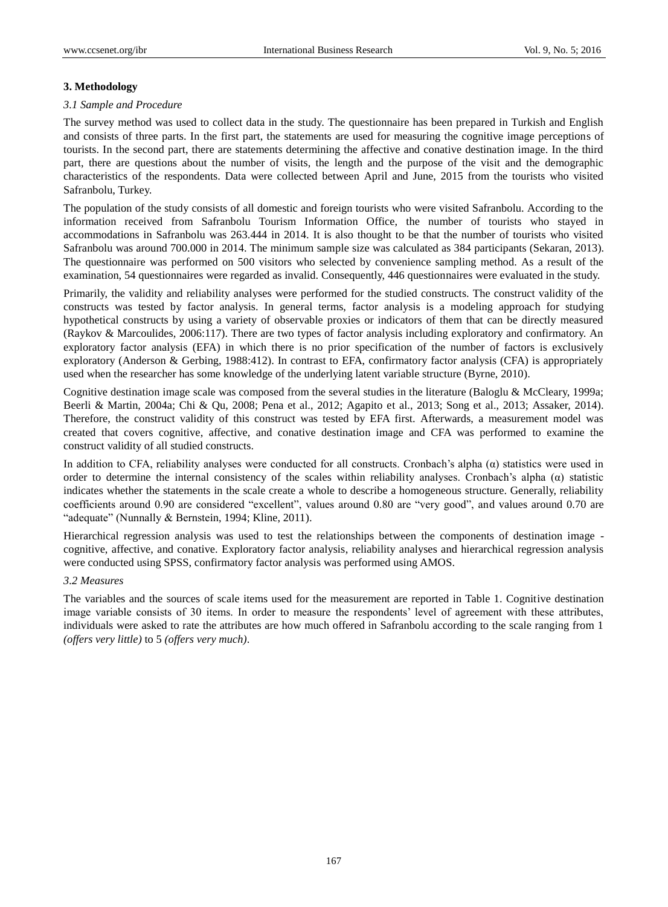## 3. Methodology

### *3.1 Sample and Procedure*

The survey method was used to collect data in the study. The questionnaire has been prepared in Turkish and English and consists of three parts. In the first part, the statements are used for measuring the cognitive image perceptions of tourists. In the second part, there are statements determining the affective and conative destination image. In the third part, there are questions about the number of visits, the length and the purpose of the visit and the demographic characteristics of the respondents. Data were collected between April and June, 2015 from the tourists who visited Safranbolu, Turkey.

The population of the study consists of all domestic and foreign tourists who were visited Safranbolu. According to the information received from Safranbolu Tourism Information Office, the number of tourists who stayed in accommodations in Safranbolu was 263.444 in 2014. It is also thought to be that the number of tourists who visited Safranbolu was around 700.000 in 2014. The minimum sample size was calculated as 384 participants (Sekaran, 2013). The questionnaire was performed on 500 visitors who selected by convenience sampling method. As a result of the examination, 54 questionnaires were regarded as invalid. Consequently, 446 questionnaires were evaluated in the study.

Primarily, the validity and reliability analyses were performed for the studied constructs. The construct validity of the constructs was tested by factor analysis. In general terms, factor analysis is a modeling approach for studying hypothetical constructs by using a variety of observable proxies or indicators of them that can be directly measured (Raykov & Marcoulides, 2006:117). There are two types of factor analysis including exploratory and confirmatory. An exploratory factor analysis (EFA) in which there is no prior specification of the number of factors is exclusively exploratory (Anderson & Gerbing, 1988:412). In contrast to EFA, confirmatory factor analysis (CFA) is appropriately used when the researcher has some knowledge of the underlying latent variable structure (Byrne, 2010).

Cognitive destination image scale was composed from the several studies in the literature (Baloglu & McCleary, 1999a; Beerli & Martin, 2004a; Chi & Qu, 2008; Pena et al., 2012; Agapito et al., 2013; Song et al., 2013; Assaker, 2014). Therefore, the construct validity of this construct was tested by EFA first. Afterwards, a measurement model was created that covers cognitive, affective, and conative destination image and CFA was performed to examine the construct validity of all studied constructs.

In addition to CFA, reliability analyses were conducted for all constructs. Cronbach's alpha ($\alpha$) statistics were used in order to determine the internal consistency of the scales within reliability analyses. Cronbach's alpha ($\alpha$) statistic indicates whether the statements in the scale create a whole to describe a homogeneous structure. Generally, reliability coefficients around 0.90 are considered "excellent", values around 0.80 are "very good", and values around 0.70 are "adequate" (Nunnally & Bernstein, 1994; Kline, 2011).

Hierarchical regression analysis was used to test the relationships between the components of destination image - cognitive, affective, and conative. Exploratory factor analysis, reliability analyses and hierarchical regression analysis were conducted using SPSS, confirmatory factor analysis was performed using AMOS.

### *3.2 Measures*

The variables and the sources of scale items used for the measurement are reported in Table 1. Cognitive destination image variable consists of 30 items. In order to measure the respondents' level of agreement with these attributes, individuals were asked to rate the attributes are how much offered in Safranbolu according to the scale ranging from 1 *(offers very little)* to 5 *(offers very much)*.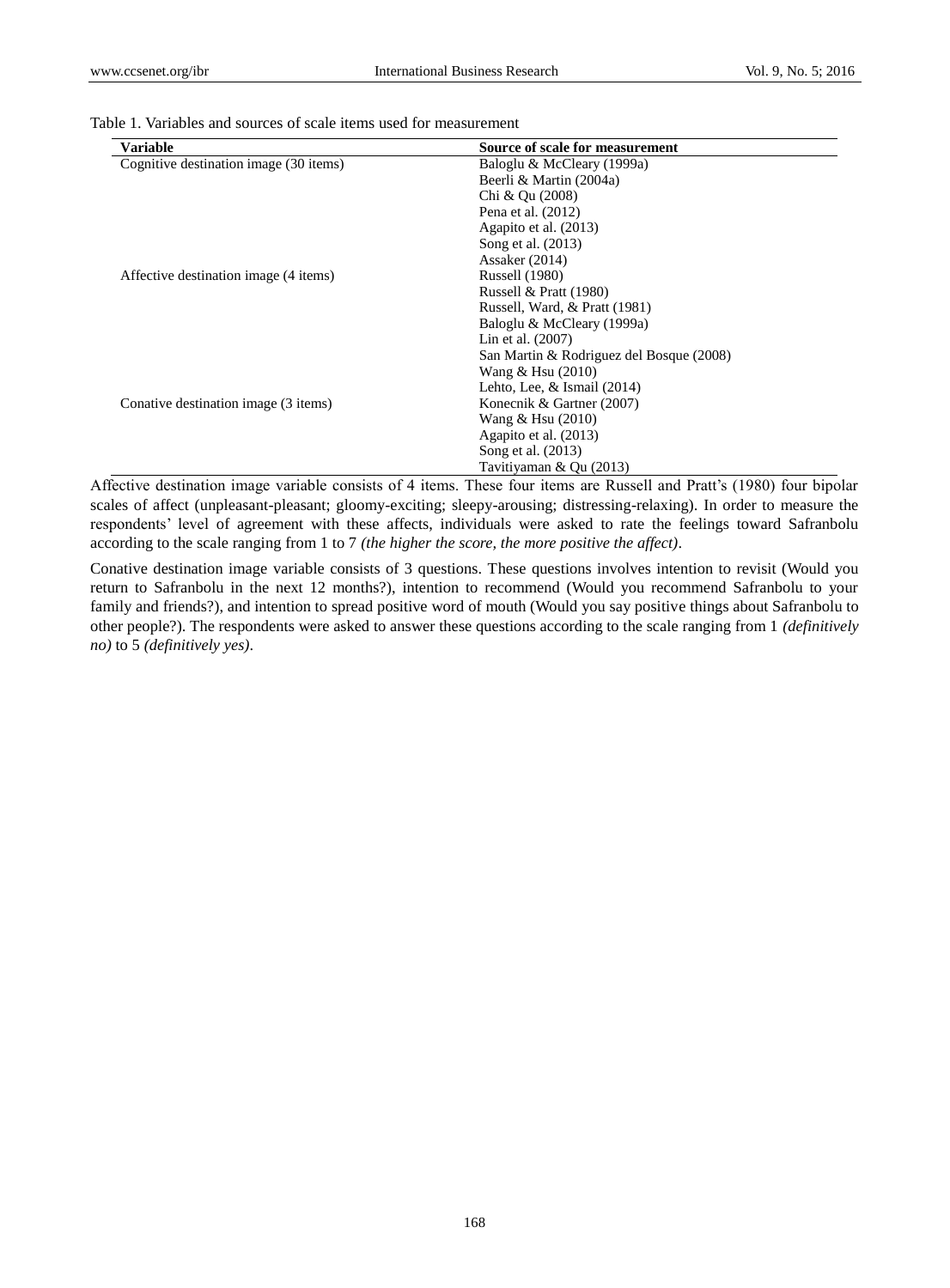Table 1. Variables and sources of scale items used for measurement

| Variable | Source of scale for measurement |
| --- | --- |
| Cognitive destination image (30 items) | Baloglu & McCleary (1999a) |
| | Beerli & Martin (2004a) |
| | Chi & Qu (2008) |
| | Pena et al. (2012) |
| | Agapito et al. (2013) |
| | Song et al. (2013) |
| | Assaker (2014) |
| Affective destination image (4 items) | Russell (1980) |
| | Russell & Pratt (1980) |
| | Russell, Ward, & Pratt (1981) |
| | Baloglu & McCleary (1999a) |
| | Lin et al. (2007) |
| | San Martin & Rodriguez del Bosque (2008) |
| | Wang & Hsu (2010) |
| | Lehto, Lee, & Ismail (2014) |
| Conative destination image (3 items) | Konecnik & Gartner (2007) |
| | Wang & Hsu (2010) |
| | Agapito et al. (2013) |
| | Song et al. (2013) |
| | Tavitiyaman & Qu (2013) |

Affective destination image variable consists of 4 items. These four items are Russell and Pratt's (1980) four bipolar scales of affect (unpleasant-pleasant; gloomy-exciting; sleepy-arousing; distressing-relaxing). In order to measure the respondents' level of agreement with these affects, individuals were asked to rate the feelings toward Safranbolu according to the scale ranging from 1 to 7 *(the higher the score, the more positive the affect)*.

Conative destination image variable consists of 3 questions. These questions involves intention to revisit (Would you return to Safranbolu in the next 12 months?), intention to recommend (Would you recommend Safranbolu to your family and friends?), and intention to spread positive word of mouth (Would you say positive things about Safranbolu to other people?). The respondents were asked to answer these questions according to the scale ranging from 1 *(definitively no)* to 5 *(definitively yes)*.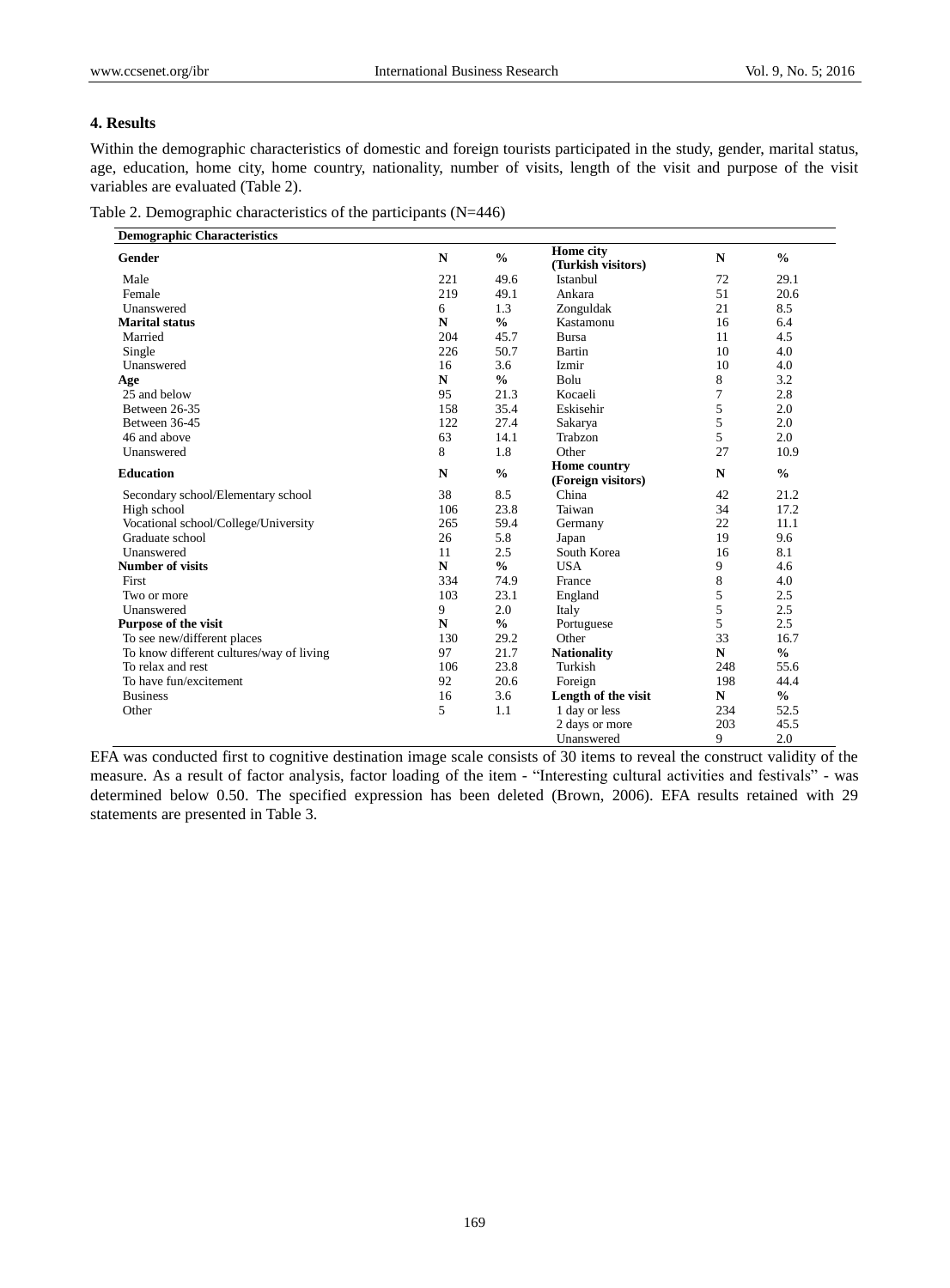## 4. Results

Within the demographic characteristics of domestic and foreign tourists participated in the study, gender, marital status, age, education, home city, home country, nationality, number of visits, length of the visit and purpose of the visit variables are evaluated (Table 2).

Table 2. Demographic characteristics of the participants (N=446)

| Demographic Characteristics | | | | | |
|---|---|---|---|---|---|
| **Gender** | **N** | **%** | **Home city (Turkish visitors)** | **N** | **%** |
| Male | 221 | 49.6 | Istanbul | 72 | 29.1 |
| Female | 219 | 49.1 | Ankara | 51 | 20.6 |
| Unanswered | 6 | 1.3 | Zonguldak | 21 | 8.5 |
| **Marital status** | **N** | **%** | Kastamonu | 16 | 6.4 |
| Married | 204 | 45.7 | Bursa | 11 | 4.5 |
| Single | 226 | 50.7 | Bartin | 10 | 4.0 |
| Unanswered | 16 | 3.6 | Izmir | 10 | 4.0 |
| **Age** | **N** | **%** | Bolu | 8 | 3.2 |
| 25 and below | 95 | 21.3 | Kocaeli | 7 | 2.8 |
| Between 26-35 | 158 | 35.4 | Eskisehir | 5 | 2.0 |
| Between 36-45 | 122 | 27.4 | Sakarya | 5 | 2.0 |
| 46 and above | 63 | 14.1 | Trabzon | 5 | 2.0 |
| Unanswered | 8 | 1.8 | Other | 27 | 10.9 |
| **Education** | **N** | **%** | **Home country (Foreign visitors)** | **N** | **%** |
| Secondary school/Elementary school | 38 | 8.5 | China | 42 | 21.2 |
| High school | 106 | 23.8 | Taiwan | 34 | 17.2 |
| Vocational school/College/University | 265 | 59.4 | Germany | 22 | 11.1 |
| Graduate school | 26 | 5.8 | Japan | 19 | 9.6 |
| Unanswered | 11 | 2.5 | South Korea | 16 | 8.1 |
| **Number of visits** | **N** | **%** | USA | 9 | 4.6 |
| First | 334 | 74.9 | France | 8 | 4.0 |
| Two or more | 103 | 23.1 | England | 5 | 2.5 |
| Unanswered | 9 | 2.0 | Italy | 5 | 2.5 |
| **Purpose of the visit** | **N** | **%** | Portuguese | 5 | 2.5 |
| To see new/different places | 130 | 29.2 | Other | 33 | 16.7 |
| To know different cultures/way of living | 97 | 21.7 | **Nationality** | **N** | **%** |
| To relax and rest | 106 | 23.8 | Turkish | 248 | 55.6 |
| To have fun/excitement | 92 | 20.6 | Foreign | 198 | 44.4 |
| Business | 16 | 3.6 | **Length of the visit** | **N** | **%** |
| Other | 5 | 1.1 | 1 day or less | 234 | 52.5 |
| | | | 2 days or more | 203 | 45.5 |
| | | | Unanswered | 9 | 2.0 |

EFA was conducted first to cognitive destination image scale consists of 30 items to reveal the construct validity of the measure. As a result of factor analysis, factor loading of the item - "Interesting cultural activities and festivals" - was determined below 0.50. The specified expression has been deleted (Brown, 2006). EFA results retained with 29 statements are presented in Table 3.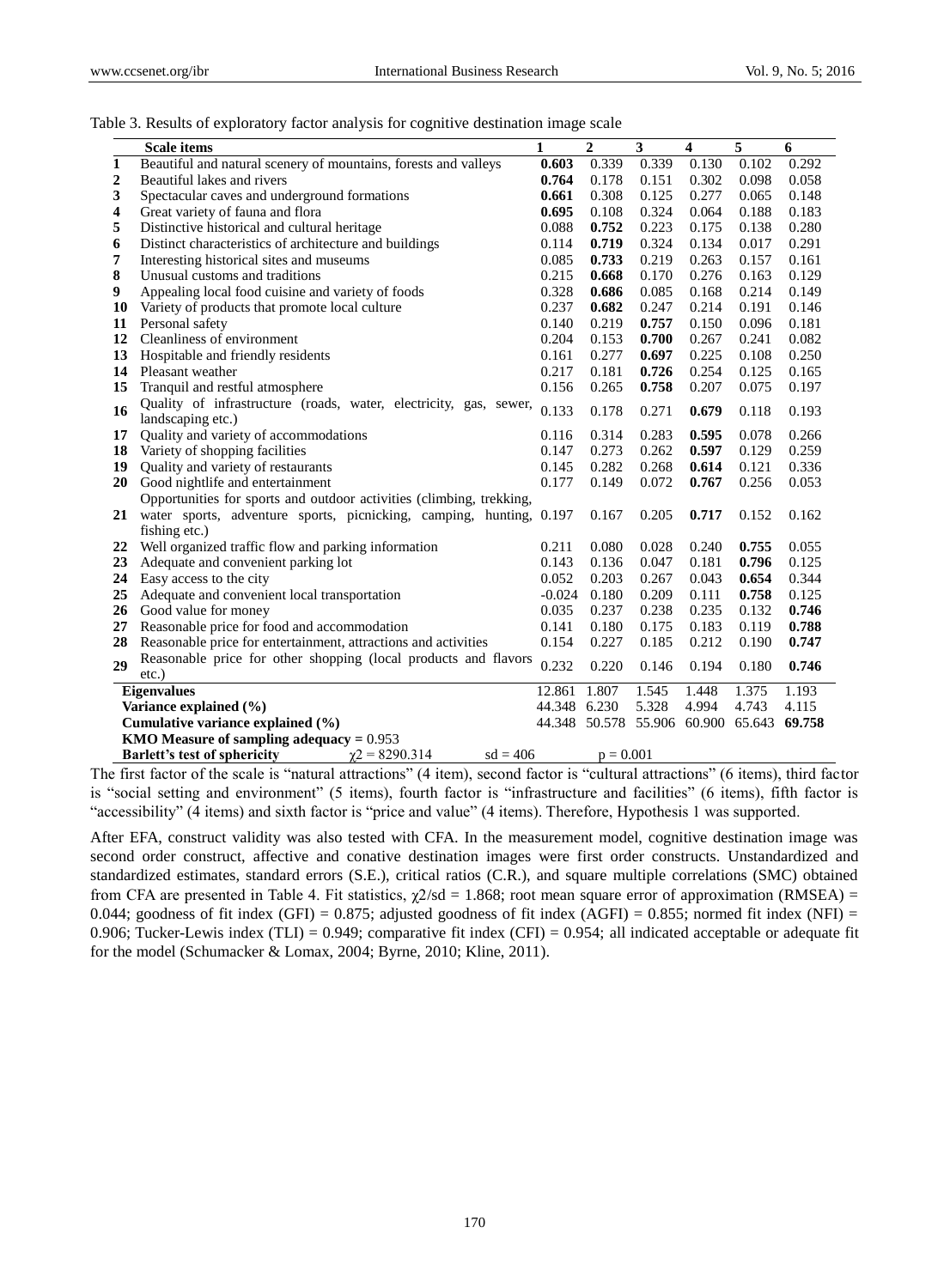Table 3. Results of exploratory factor analysis for cognitive destination image scale

| | Scale items | 1 | 2 | 3 | 4 | 5 | 6 |
|---|---|---|---|---|---|---|---|
| **1** | Beautiful and natural scenery of mountains, forests and valleys | **0.603** | 0.339 | 0.339 | 0.130 | 0.102 | 0.292 |
| **2** | Beautiful lakes and rivers | **0.764** | 0.178 | 0.151 | 0.302 | 0.098 | 0.058 |
| **3** | Spectacular caves and underground formations | **0.661** | 0.308 | 0.125 | 0.277 | 0.065 | 0.148 |
| **4** | Great variety of fauna and flora | **0.695** | 0.108 | 0.324 | 0.064 | 0.188 | 0.183 |
| **5** | Distinctive historical and cultural heritage | 0.088 | **0.752** | 0.223 | 0.175 | 0.138 | 0.280 |
| **6** | Distinct characteristics of architecture and buildings | 0.114 | **0.719** | 0.324 | 0.134 | 0.017 | 0.291 |
| **7** | Interesting historical sites and museums | 0.085 | **0.733** | 0.219 | 0.263 | 0.157 | 0.161 |
| **8** | Unusual customs and traditions | 0.215 | **0.668** | 0.170 | 0.276 | 0.163 | 0.129 |
| **9** | Appealing local food cuisine and variety of foods | 0.328 | **0.686** | 0.085 | 0.168 | 0.214 | 0.149 |
| **10** | Variety of products that promote local culture | 0.237 | **0.682** | 0.247 | 0.214 | 0.191 | 0.146 |
| **11** | Personal safety | 0.140 | 0.219 | **0.757** | 0.150 | 0.096 | 0.181 |
| **12** | Cleanliness of environment | 0.204 | 0.153 | **0.700** | 0.267 | 0.241 | 0.082 |
| **13** | Hospitable and friendly residents | 0.161 | 0.277 | **0.697** | 0.225 | 0.108 | 0.250 |
| **14** | Pleasant weather | 0.217 | 0.181 | **0.726** | 0.254 | 0.125 | 0.165 |
| **15** | Tranquil and restful atmosphere | 0.156 | 0.265 | **0.758** | 0.207 | 0.075 | 0.197 |
| **16** | Quality of infrastructure (roads, water, electricity, gas, sewer, landscaping etc.) | 0.133 | 0.178 | 0.271 | **0.679** | 0.118 | 0.193 |
| **17** | Quality and variety of accommodations | 0.116 | 0.314 | 0.283 | **0.595** | 0.078 | 0.266 |
| **18** | Variety of shopping facilities | 0.147 | 0.273 | 0.262 | **0.597** | 0.129 | 0.259 |
| **19** | Quality and variety of restaurants | 0.145 | 0.282 | 0.268 | **0.614** | 0.121 | 0.336 |
| **20** | Good nightlife and entertainment | 0.177 | 0.149 | 0.072 | **0.767** | 0.256 | 0.053 |
| **21** | Opportunities for sports and outdoor activities (climbing, trekking, water sports, adventure sports, picnicking, camping, hunting, fishing etc.) | 0.197 | 0.167 | 0.205 | **0.717** | 0.152 | 0.162 |
| **22** | Well organized traffic flow and parking information | 0.211 | 0.080 | 0.028 | 0.240 | **0.755** | 0.055 |
| **23** | Adequate and convenient parking lot | 0.143 | 0.136 | 0.047 | 0.181 | **0.796** | 0.125 |
| **24** | Easy access to the city | 0.052 | 0.203 | 0.267 | 0.043 | **0.654** | 0.344 |
| **25** | Adequate and convenient local transportation | -0.024 | 0.180 | 0.209 | 0.111 | **0.758** | 0.125 |
| **26** | Good value for money | 0.035 | 0.237 | 0.238 | 0.235 | 0.132 | **0.746** |
| **27** | Reasonable price for food and accommodation | 0.141 | 0.180 | 0.175 | 0.183 | 0.119 | **0.788** |
| **28** | Reasonable price for entertainment, attractions and activities | 0.154 | 0.227 | 0.185 | 0.212 | 0.190 | **0.747** |
| **29** | Reasonable price for other shopping (local products and flavors etc.) | 0.232 | 0.220 | 0.146 | 0.194 | 0.180 | **0.746** |
| | **Eigenvalues** | 12.861 | 1.807 | 1.545 | 1.448 | 1.375 | 1.193 |
| | **Variance explained (%)** | 44.348 | 6.230 | 5.328 | 4.994 | 4.743 | 4.115 |
| | **Cumulative variance explained (%)** | 44.348 | 50.578 | 55.906 | 60.900 | 65.643 | **69.758** |
| | **KMO Measure of sampling adequacy =** 0.953 | | | | | | |
| | **Barlett's test of sphericity** $\chi 2 = 8290.314$ | sd = 406 | | $p = 0.001$ | | | |

The first factor of the scale is "natural attractions" (4 item), second factor is "cultural attractions" (6 items), third factor is "social setting and environment" (5 items), fourth factor is "infrastructure and facilities" (6 items), fifth factor is "accessibility" (4 items) and sixth factor is "price and value" (4 items). Therefore, Hypothesis 1 was supported.

After EFA, construct validity was also tested with CFA. In the measurement model, cognitive destination image was second order construct, affective and conative destination images were first order constructs. Unstandardized and standardized estimates, standard errors (S.E.), critical ratios (C.R.), and square multiple correlations (SMC) obtained from CFA are presented in Table 4. Fit statistics, $\chi 2/sd = 1.868$; root mean square error of approximation (RMSEA) = 0.044; goodness of fit index (GFI) = 0.875; adjusted goodness of fit index (AGFI) = 0.855; normed fit index (NFI) = 0.906; Tucker-Lewis index (TLI) = 0.949; comparative fit index (CFI) = 0.954; all indicated acceptable or adequate fit for the model (Schumacker & Lomax, 2004; Byrne, 2010; Kline, 2011).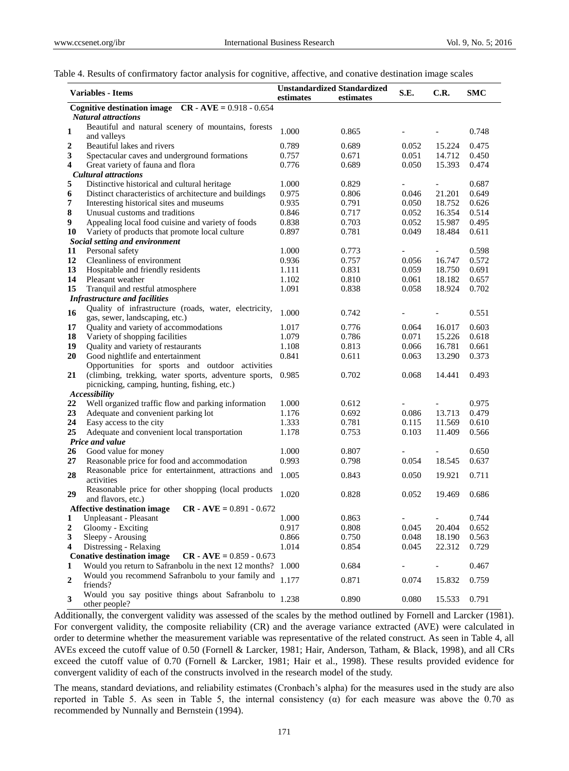Table 4. Results of confirmatory factor analysis for cognitive, affective, and conative destination image scales

| | Variables - Items | Unstandardized estimates | Standardized estimates | S.E. | C.R. | SMC |
|---|---|---|---|---|---|---|
| | **Cognitive destination image CR - AVE = 0.918 - 0.654** | | | | | |
| | ***Natural attractions*** | | | | | |
| **1** | Beautiful and natural scenery of mountains, forests and valleys | 1.000 | 0.865 | - | - | 0.748 |
| **2** | Beautiful lakes and rivers | 0.789 | 0.689 | 0.052 | 15.224 | 0.475 |
| **3** | Spectacular caves and underground formations | 0.757 | 0.671 | 0.051 | 14.712 | 0.450 |
| **4** | Great variety of fauna and flora | 0.776 | 0.689 | 0.050 | 15.393 | 0.474 |
| | ***Cultural attractions*** | | | | | |
| **5** | Distinctive historical and cultural heritage | 1.000 | 0.829 | - | - | 0.687 |
| **6** | Distinct characteristics of architecture and buildings | 0.975 | 0.806 | 0.046 | 21.201 | 0.649 |
| **7** | Interesting historical sites and museums | 0.935 | 0.791 | 0.050 | 18.752 | 0.626 |
| **8** | Unusual customs and traditions | 0.846 | 0.717 | 0.052 | 16.354 | 0.514 |
| **9** | Appealing local food cuisine and variety of foods | 0.838 | 0.703 | 0.052 | 15.987 | 0.495 |
| **10** | Variety of products that promote local culture | 0.897 | 0.781 | 0.049 | 18.484 | 0.611 |
| | ***Social setting and environment*** | | | | | |
| **11** | Personal safety | 1.000 | 0.773 | - | - | 0.598 |
| **12** | Cleanliness of environment | 0.936 | 0.757 | 0.056 | 16.747 | 0.572 |
| **13** | Hospitable and friendly residents | 1.111 | 0.831 | 0.059 | 18.750 | 0.691 |
| **14** | Pleasant weather | 1.102 | 0.810 | 0.061 | 18.182 | 0.657 |
| **15** | Tranquil and restful atmosphere | 1.091 | 0.838 | 0.058 | 18.924 | 0.702 |
| | ***Infrastructure and facilities*** | | | | | |
| **16** | Quality of infrastructure (roads, water, electricity, gas, sewer, landscaping, etc.) | 1.000 | 0.742 | - | - | 0.551 |
| **17** | Quality and variety of accommodations | 1.017 | 0.776 | 0.064 | 16.017 | 0.603 |
| **18** | Variety of shopping facilities | 1.079 | 0.786 | 0.071 | 15.226 | 0.618 |
| **19** | Quality and variety of restaurants | 1.108 | 0.813 | 0.066 | 16.781 | 0.661 |
| **20** | Good nightlife and entertainment | 0.841 | 0.611 | 0.063 | 13.290 | 0.373 |
| **21** | Opportunities for sports and outdoor activities (climbing, trekking, water sports, adventure sports, picnicking, camping, hunting, fishing, etc.) | 0.985 | 0.702 | 0.068 | 14.441 | 0.493 |
| | ***Accessibility*** | | | | | |
| **22** | Well organized traffic flow and parking information | 1.000 | 0.612 | - | - | 0.975 |
| **23** | Adequate and convenient parking lot | 1.176 | 0.692 | 0.086 | 13.713 | 0.479 |
| **24** | Easy access to the city | 1.333 | 0.781 | 0.115 | 11.569 | 0.610 |
| **25** | Adequate and convenient local transportation | 1.178 | 0.753 | 0.103 | 11.409 | 0.566 |
| | ***Price and value*** | | | | | |
| **26** | Good value for money | 1.000 | 0.807 | - | - | 0.650 |
| **27** | Reasonable price for food and accommodation | 0.993 | 0.798 | 0.054 | 18.545 | 0.637 |
| **28** | Reasonable price for entertainment, attractions and activities | 1.005 | 0.843 | 0.050 | 19.921 | 0.711 |
| **29** | Reasonable price for other shopping (local products and flavors, etc.) | 1.020 | 0.828 | 0.052 | 19.469 | 0.686 |
| | **Affective destination image CR - AVE = 0.891 - 0.672** | | | | | |
| **1** | Unpleasant - Pleasant | 1.000 | 0.863 | - | - | 0.744 |
| **2** | Gloomy - Exciting | 0.917 | 0.808 | 0.045 | 20.404 | 0.652 |
| **3** | Sleepy - Arousing | 0.866 | 0.750 | 0.048 | 18.190 | 0.563 |
| **4** | Distressing - Relaxing | 1.014 | 0.854 | 0.045 | 22.312 | 0.729 |
| | **Conative destination image CR - AVE = 0.859 - 0.673** | | | | | |
| **1** | Would you return to Safranbolu in the next 12 months? | 1.000 | 0.684 | - | - | 0.467 |
| **2** | Would you recommend Safranbolu to your family and friends? | 1.177 | 0.871 | 0.074 | 15.832 | 0.759 |
| **3** | Would you say positive things about Safranbolu to other people? | 1.238 | 0.890 | 0.080 | 15.533 | 0.791 |

Additionally, the convergent validity was assessed of the scales by the method outlined by Fornell and Larcker (1981). For convergent validity, the composite reliability (CR) and the average variance extracted (AVE) were calculated in order to determine whether the measurement variable was representative of the related construct. As seen in Table 4, all AVEs exceed the cutoff value of 0.50 (Fornell & Larcker, 1981; Hair, Anderson, Tatham, & Black, 1998), and all CRs exceed the cutoff value of 0.70 (Fornell & Larcker, 1981; Hair et al., 1998). These results provided evidence for convergent validity of each of the constructs involved in the research model of the study.

The means, standard deviations, and reliability estimates (Cronbach's alpha) for the measures used in the study are also reported in Table 5. As seen in Table 5, the internal consistency (α) for each measure was above the 0.70 as recommended by Nunnally and Bernstein (1994).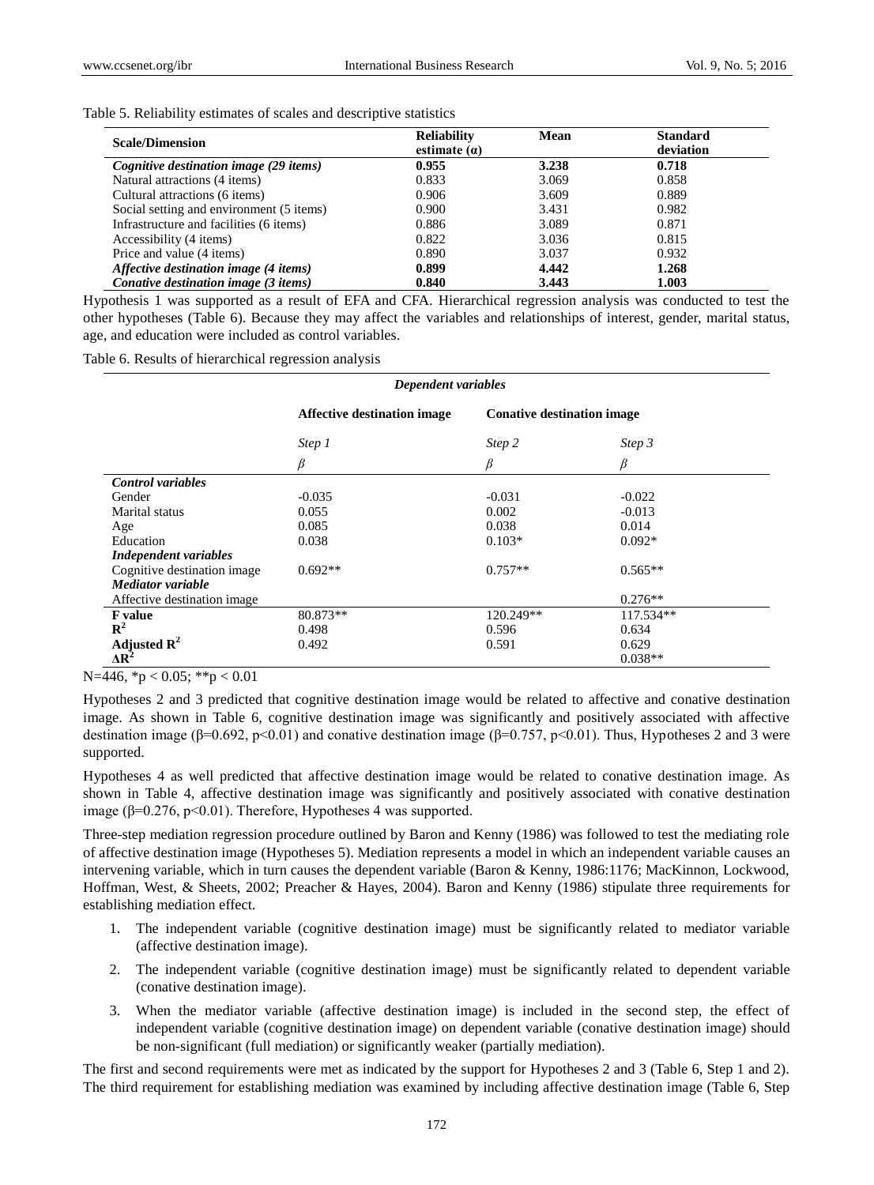Table 5. Reliability estimates of scales and descriptive statistics

| Scale/Dimension | Reliability estimate (α) | Mean | Standard deviation |
|---|---|---|---|
| ***Cognitive destination image (29 items)*** | **0.955** | **3.238** | **0.718** |
| Natural attractions (4 items) | 0.833 | 3.069 | 0.858 |
| Cultural attractions (6 items) | 0.906 | 3.609 | 0.889 |
| Social setting and environment (5 items) | 0.900 | 3.431 | 0.982 |
| Infrastructure and facilities (6 items) | 0.886 | 3.089 | 0.871 |
| Accessibility (4 items) | 0.822 | 3.036 | 0.815 |
| Price and value (4 items) | 0.890 | 3.037 | 0.932 |
| ***Affective destination image (4 items)*** | **0.899** | **4.442** | **1.268** |
| ***Conative destination image (3 items)*** | **0.840** | **3.443** | **1.003** |

Hypothesis 1 was supported as a result of EFA and CFA. Hierarchical regression analysis was conducted to test the other hypotheses (Table 6). Because they may affect the variables and relationships of interest, gender, marital status, age, and education were included as control variables.

Table 6. Results of hierarchical regression analysis

| | ***Dependent variables*** | | |
|---|---|---|---|
| | **Affective destination image** | **Conative destination image** | |
| | *Step 1* | *Step 2* | *Step 3* |
| | *β* | *β* | *β* |
| ***Control variables*** | | | |
| Gender | -0.035 | -0.031 | -0.022 |
| Marital status | 0.055 | 0.002 | -0.013 |
| Age | 0.085 | 0.038 | 0.014 |
| Education | 0.038 | 0.103* | 0.092* |
| ***Independent variables*** | | | |
| Cognitive destination image | 0.692** | 0.757** | 0.565** |
| ***Mediator variable*** | | | |
| Affective destination image | | | 0.276** |
| **F value** | 80.873** | 120.249** | 117.534** |
| $\mathbf{R^2}$ | 0.498 | 0.596 | 0.634 |
| **Adjusted $\mathbf{R^2}$** | 0.492 | 0.591 | 0.629 |
| $\mathbf{\Delta R^2}$ | | | 0.038** |

N=446, *$p < 0.05$; **$p < 0.01$

Hypotheses 2 and 3 predicted that cognitive destination image would be related to affective and conative destination image. As shown in Table 6, cognitive destination image was significantly and positively associated with affective destination image (β=0.692, $p<0.01$) and conative destination image (β=0.757, $p<0.01$). Thus, Hypotheses 2 and 3 were supported.

Hypotheses 4 as well predicted that affective destination image would be related to conative destination image. As shown in Table 4, affective destination image was significantly and positively associated with conative destination image (β=0.276, $p<0.01$). Therefore, Hypotheses 4 was supported.

Three-step mediation regression procedure outlined by Baron and Kenny (1986) was followed to test the mediating role of affective destination image (Hypotheses 5). Mediation represents a model in which an independent variable causes an intervening variable, which in turn causes the dependent variable (Baron & Kenny, 1986:1176; MacKinnon, Lockwood, Hoffman, West, & Sheets, 2002; Preacher & Hayes, 2004). Baron and Kenny (1986) stipulate three requirements for establishing mediation effect.

1. The independent variable (cognitive destination image) must be significantly related to mediator variable (affective destination image).
2. The independent variable (cognitive destination image) must be significantly related to dependent variable (conative destination image).
3. When the mediator variable (affective destination image) is included in the second step, the effect of independent variable (cognitive destination image) on dependent variable (conative destination image) should be non-significant (full mediation) or significantly weaker (partially mediation).

The first and second requirements were met as indicated by the support for Hypotheses 2 and 3 (Table 6, Step 1 and 2). The third requirement for establishing mediation was examined by including affective destination image (Table 6, Step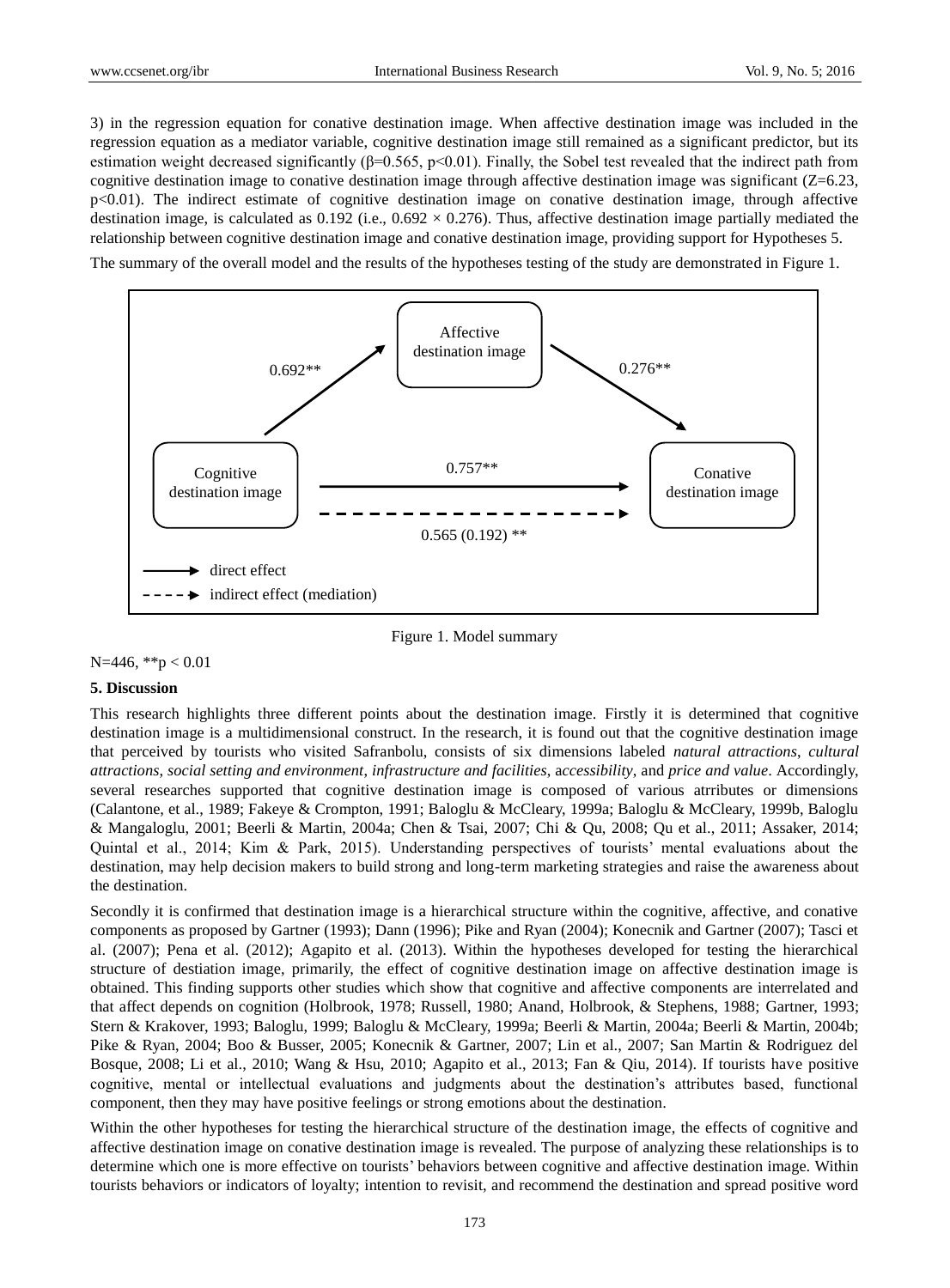3) in the regression equation for conative destination image. When affective destination image was included in the regression equation as a mediator variable, cognitive destination image still remained as a significant predictor, but its estimation weight decreased significantly (β=0.565, $p<0.01$). Finally, the Sobel test revealed that the indirect path from cognitive destination image to conative destination image through affective destination image was significant (Z=6.23, $p<0.01$). The indirect estimate of cognitive destination image on conative destination image, through affective destination image, is calculated as 0.192 (i.e., $0.692 \times 0.276$). Thus, affective destination image partially mediated the relationship between cognitive destination image and conative destination image, providing support for Hypotheses 5.

The summary of the overall model and the results of the hypotheses testing of the study are demonstrated in Figure 1.

Affective destination image

0.692** &nbsp;&nbsp;&nbsp;&nbsp; 0.276**

Cognitive destination image &nbsp;&nbsp; 0.757** &nbsp;&nbsp; Conative destination image

0.565 (0.192) **

direct effect

indirect effect (mediation)

Figure 1. Model summary

N=446, **$p < 0.01$

## 5. Discussion

This research highlights three different points about the destination image. Firstly it is determined that cognitive destination image is a multidimensional construct. In the research, it is found out that the cognitive destination image that perceived by tourists who visited Safranbolu, consists of six dimensions labeled *natural attractions*, *cultural attractions*, *social setting and environment*, *infrastructure and facilities*, a*ccessibility*, and *price and value*. Accordingly, several researches supported that cognitive destination image is composed of various atrributes or dimensions (Calantone, et al., 1989; Fakeye & Crompton, 1991; Baloglu & McCleary, 1999a; Baloglu & McCleary, 1999b, Baloglu & Mangaloglu, 2001; Beerli & Martin, 2004a; Chen & Tsai, 2007; Chi & Qu, 2008; Qu et al., 2011; Assaker, 2014; Quintal et al., 2014; Kim & Park, 2015). Understanding perspectives of tourists' mental evaluations about the destination, may help decision makers to build strong and long-term marketing strategies and raise the awareness about the destination.

Secondly it is confirmed that destination image is a hierarchical structure within the cognitive, affective, and conative components as proposed by Gartner (1993); Dann (1996); Pike and Ryan (2004); Konecnik and Gartner (2007); Tasci et al. (2007); Pena et al. (2012); Agapito et al. (2013). Within the hypotheses developed for testing the hierarchical structure of destiation image, primarily, the effect of cognitive destination image on affective destination image is obtained. This finding supports other studies which show that cognitive and affective components are interrelated and that affect depends on cognition (Holbrook, 1978; Russell, 1980; Anand, Holbrook, & Stephens, 1988; Gartner, 1993; Stern & Krakover, 1993; Baloglu, 1999; Baloglu & McCleary, 1999a; Beerli & Martin, 2004a; Beerli & Martin, 2004b; Pike & Ryan, 2004; Boo & Busser, 2005; Konecnik & Gartner, 2007; Lin et al., 2007; San Martin & Rodriguez del Bosque, 2008; Li et al., 2010; Wang & Hsu, 2010; Agapito et al., 2013; Fan & Qiu, 2014). If tourists have positive cognitive, mental or intellectual evaluations and judgments about the destination's attributes based, functional component, then they may have positive feelings or strong emotions about the destination.

Within the other hypotheses for testing the hierarchical structure of the destination image, the effects of cognitive and affective destination image on conative destination image is revealed. The purpose of analyzing these relationships is to determine which one is more effective on tourists' behaviors between cognitive and affective destination image. Within tourists behaviors or indicators of loyalty; intention to revisit, and recommend the destination and spread positive word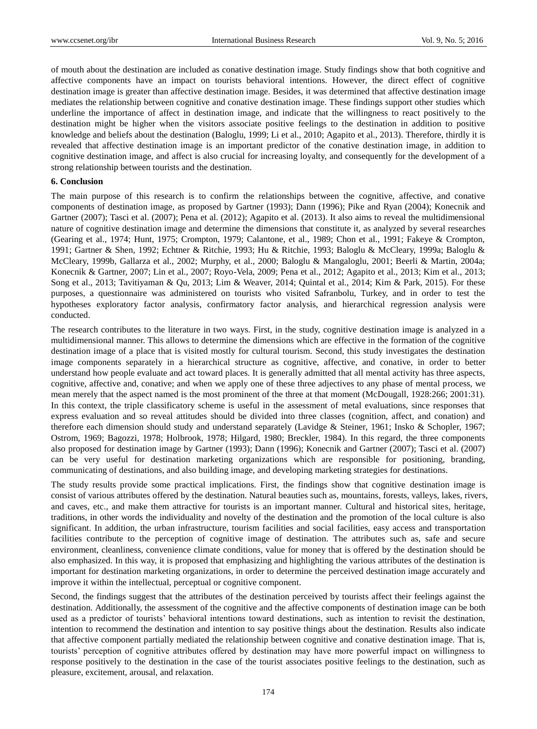of mouth about the destination are included as conative destination image. Study findings show that both cognitive and affective components have an impact on tourists behavioral intentions. However, the direct effect of cognitive destination image is greater than affective destination image. Besides, it was determined that affective destination image mediates the relationship between cognitive and conative destination image. These findings support other studies which underline the importance of affect in destination image, and indicate that the willingness to react positively to the destination might be higher when the visitors associate positive feelings to the destination in addition to positive knowledge and beliefs about the destination (Baloglu, 1999; Li et al., 2010; Agapito et al., 2013). Therefore, thirdly it is revealed that affective destination image is an important predictor of the conative destination image, in addition to cognitive destination image, and affect is also crucial for increasing loyalty, and consequently for the development of a strong relationship between tourists and the destination.

## 6. Conclusion

The main purpose of this research is to confirm the relationships between the cognitive, affective, and conative components of destination image, as proposed by Gartner (1993); Dann (1996); Pike and Ryan (2004); Konecnik and Gartner (2007); Tasci et al. (2007); Pena et al. (2012); Agapito et al. (2013). It also aims to reveal the multidimensional nature of cognitive destination image and determine the dimensions that constitute it, as analyzed by several researches (Gearing et al., 1974; Hunt, 1975; Crompton, 1979; Calantone, et al., 1989; Chon et al., 1991; Fakeye & Crompton, 1991; Gartner & Shen, 1992; Echtner & Ritchie, 1993; Hu & Ritchie, 1993; Baloglu & McCleary, 1999a; Baloglu & McCleary, 1999b, Gallarza et al., 2002; Murphy, et al., 2000; Baloglu & Mangaloglu, 2001; Beerli & Martin, 2004a; Konecnik & Gartner, 2007; Lin et al., 2007; Royo-Vela, 2009; Pena et al., 2012; Agapito et al., 2013; Kim et al., 2013; Song et al., 2013; Tavitiyaman & Qu, 2013; Lim & Weaver, 2014; Quintal et al., 2014; Kim & Park, 2015). For these purposes, a questionnaire was administered on tourists who visited Safranbolu, Turkey, and in order to test the hypotheses exploratory factor analysis, confirmatory factor analysis, and hierarchical regression analysis were conducted.

The research contributes to the literature in two ways. First, in the study, cognitive destination image is analyzed in a multidimensional manner. This allows to determine the dimensions which are effective in the formation of the cognitive destination image of a place that is visited mostly for cultural tourism. Second, this study investigates the destination image components separately in a hierarchical structure as cognitive, affective, and conative, in order to better understand how people evaluate and act toward places. It is generally admitted that all mental activity has three aspects, cognitive, affective and, conative; and when we apply one of these three adjectives to any phase of mental process, we mean merely that the aspect named is the most prominent of the three at that moment (McDougall, 1928:266; 2001:31). In this context, the triple classificatory scheme is useful in the assessment of metal evaluations, since responses that express evaluation and so reveal attitudes should be divided into three classes (cognition, affect, and conation) and therefore each dimension should study and understand separately (Lavidge & Steiner, 1961; Insko & Schopler, 1967; Ostrom, 1969; Bagozzi, 1978; Holbrook, 1978; Hilgard, 1980; Breckler, 1984). In this regard, the three components also proposed for destination image by Gartner (1993); Dann (1996); Konecnik and Gartner (2007); Tasci et al. (2007) can be very useful for destination marketing organizations which are responsible for positioning, branding, communicating of destinations, and also building image, and developing marketing strategies for destinations.

The study results provide some practical implications. First, the findings show that cognitive destination image is consist of various attributes offered by the destination. Natural beauties such as, mountains, forests, valleys, lakes, rivers, and caves, etc., and make them attractive for tourists is an important manner. Cultural and historical sites, heritage, traditions, in other words the individuality and novelty of the destination and the promotion of the local culture is also significant. In addition, the urban infrastructure, tourism facilities and social facilities, easy access and transportation facilities contribute to the perception of cognitive image of destination. The attributes such as, safe and secure environment, cleanliness, convenience climate conditions, value for money that is offered by the destination should be also emphasized. In this way, it is proposed that emphasizing and highlighting the various attributes of the destination is important for destination marketing organizations, in order to determine the perceived destination image accurately and improve it within the intellectual, perceptual or cognitive component.

Second, the findings suggest that the attributes of the destination perceived by tourists affect their feelings against the destination. Additionally, the assessment of the cognitive and the affective components of destination image can be both used as a predictor of tourists' behavioral intentions toward destinations, such as intention to revisit the destination, intention to recommend the destination and intention to say positive things about the destination. Results also indicate that affective component partially mediated the relationship between cognitive and conative destination image. That is, tourists' perception of cognitive attributes offered by destination may have more powerful impact on willingness to response positively to the destination in the case of the tourist associates positive feelings to the destination, such as pleasure, excitement, arousal, and relaxation.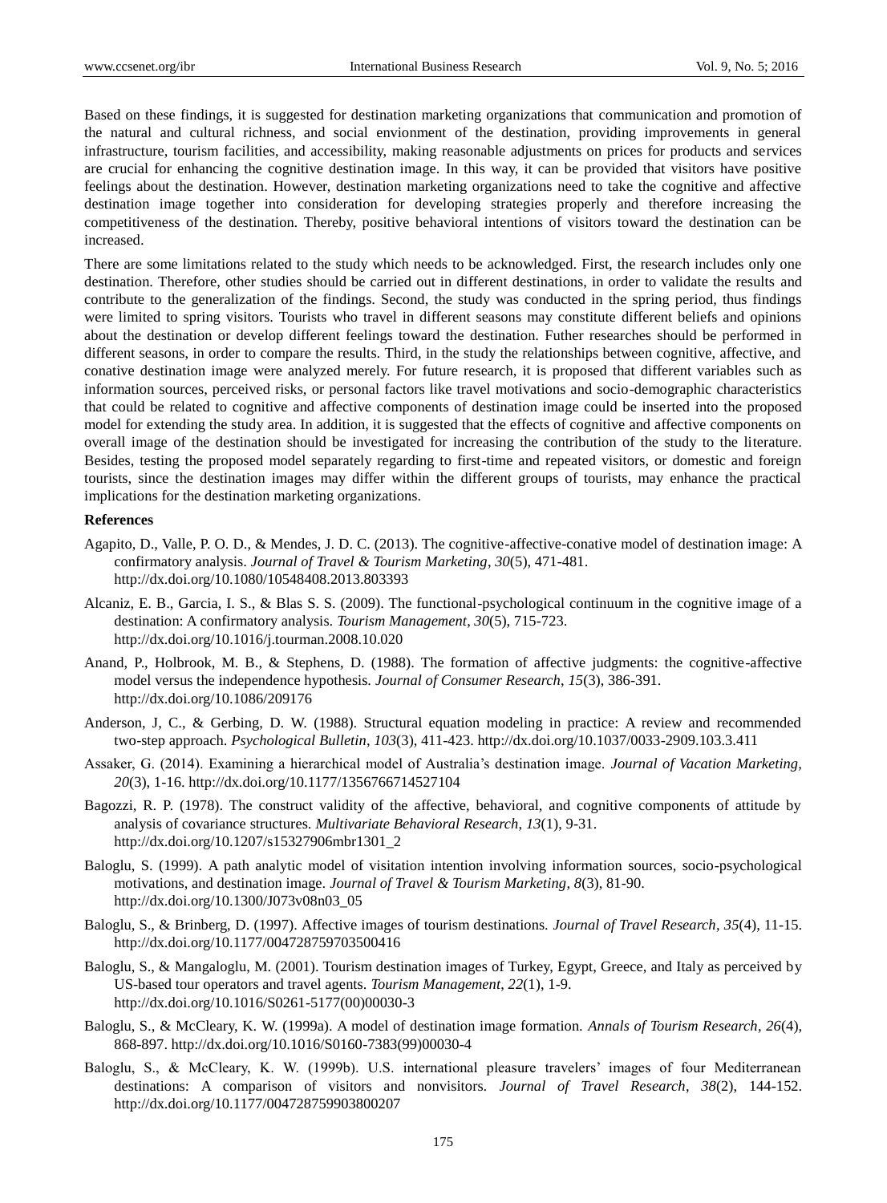Based on these findings, it is suggested for destination marketing organizations that communication and promotion of the natural and cultural richness, and social envionment of the destination, providing improvements in general infrastructure, tourism facilities, and accessibility, making reasonable adjustments on prices for products and services are crucial for enhancing the cognitive destination image. In this way, it can be provided that visitors have positive feelings about the destination. However, destination marketing organizations need to take the cognitive and affective destination image together into consideration for developing strategies properly and therefore increasing the competitiveness of the destination. Thereby, positive behavioral intentions of visitors toward the destination can be increased.

There are some limitations related to the study which needs to be acknowledged. First, the research includes only one destination. Therefore, other studies should be carried out in different destinations, in order to validate the results and contribute to the generalization of the findings. Second, the study was conducted in the spring period, thus findings were limited to spring visitors. Tourists who travel in different seasons may constitute different beliefs and opinions about the destination or develop different feelings toward the destination. Futher researches should be performed in different seasons, in order to compare the results. Third, in the study the relationships between cognitive, affective, and conative destination image were analyzed merely. For future research, it is proposed that different variables such as information sources, perceived risks, or personal factors like travel motivations and socio-demographic characteristics that could be related to cognitive and affective components of destination image could be inserted into the proposed model for extending the study area. In addition, it is suggested that the effects of cognitive and affective components on overall image of the destination should be investigated for increasing the contribution of the study to the literature. Besides, testing the proposed model separately regarding to first-time and repeated visitors, or domestic and foreign tourists, since the destination images may differ within the different groups of tourists, may enhance the practical implications for the destination marketing organizations.

## References

Agapito, D., Valle, P. O. D., & Mendes, J. D. C. (2013). The cognitive-affective-conative model of destination image: A confirmatory analysis. *Journal of Travel & Tourism Marketing*, *30*(5), 471-481. http://dx.doi.org/10.1080/10548408.2013.803393

Alcaniz, E. B., Garcia, I. S., & Blas S. S. (2009). The functional-psychological continuum in the cognitive image of a destination: A confirmatory analysis. *Tourism Management*, *30*(5), 715-723. http://dx.doi.org/10.1016/j.tourman.2008.10.020

Anand, P., Holbrook, M. B., & Stephens, D. (1988). The formation of affective judgments: the cognitive-affective model versus the independence hypothesis. *Journal of Consumer Research*, *15*(3), 386-391. http://dx.doi.org/10.1086/209176

Anderson, J, C., & Gerbing, D. W. (1988). Structural equation modeling in practice: A review and recommended two-step approach. *Psychological Bulletin*, *103*(3), 411-423. http://dx.doi.org/10.1037/0033-2909.103.3.411

Assaker, G. (2014). Examining a hierarchical model of Australia's destination image. *Journal of Vacation Marketing*, *20*(3), 1-16. http://dx.doi.org/10.1177/1356766714527104

Bagozzi, R. P. (1978). The construct validity of the affective, behavioral, and cognitive components of attitude by analysis of covariance structures. *Multivariate Behavioral Research*, *13*(1), 9-31. http://dx.doi.org/10.1207/s15327906mbr1301_2

Baloglu, S. (1999). A path analytic model of visitation intention involving information sources, socio-psychological motivations, and destination image. *Journal of Travel & Tourism Marketing*, *8*(3), 81-90. http://dx.doi.org/10.1300/J073v08n03_05

Baloglu, S., & Brinberg, D. (1997). Affective images of tourism destinations. *Journal of Travel Research*, *35*(4), 11-15. http://dx.doi.org/10.1177/004728759703500416

Baloglu, S., & Mangaloglu, M. (2001). Tourism destination images of Turkey, Egypt, Greece, and Italy as perceived by US-based tour operators and travel agents. *Tourism Management*, *22*(1), 1-9. http://dx.doi.org/10.1016/S0261-5177(00)00030-3

Baloglu, S., & McCleary, K. W. (1999a). A model of destination image formation. *Annals of Tourism Research*, *26*(4), 868-897. http://dx.doi.org/10.1016/S0160-7383(99)00030-4

Baloglu, S., & McCleary, K. W. (1999b). U.S. international pleasure travelers' images of four Mediterranean destinations: A comparison of visitors and nonvisitors. *Journal of Travel Research*, *38*(2), 144-152. http://dx.doi.org/10.1177/004728759903800207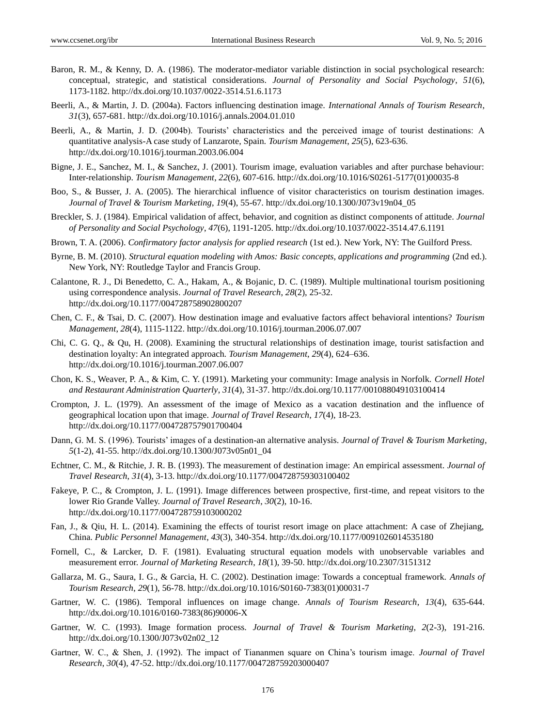Baron, R. M., & Kenny, D. A. (1986). The moderator-mediator variable distinction in social psychological research: conceptual, strategic, and statistical considerations. *Journal of Personality and Social Psychology*, *51*(6), 1173-1182. http://dx.doi.org/10.1037/0022-3514.51.6.1173

Beerli, A., & Martin, J. D. (2004a). Factors influencing destination image. *International Annals of Tourism Research*, *31*(3), 657-681. http://dx.doi.org/10.1016/j.annals.2004.01.010

Beerli, A., & Martin, J. D. (2004b). Tourists' characteristics and the perceived image of tourist destinations: A quantitative analysis-A case study of Lanzarote, Spain. *Tourism Management*, *25*(5), 623-636. http://dx.doi.org/10.1016/j.tourman.2003.06.004

Bigne, J. E., Sanchez, M. I., & Sanchez, J. (2001). Tourism image, evaluation variables and after purchase behaviour: Inter-relationship. *Tourism Management*, *22*(6), 607-616. http://dx.doi.org/10.1016/S0261-5177(01)00035-8

Boo, S., & Busser, J. A. (2005). The hierarchical influence of visitor characteristics on tourism destination images. *Journal of Travel & Tourism Marketing*, *19*(4), 55-67. http://dx.doi.org/10.1300/J073v19n04_05

Breckler, S. J. (1984). Empirical validation of affect, behavior, and cognition as distinct components of attitude. *Journal of Personality and Social Psychology*, *47*(6), 1191-1205. http://dx.doi.org/10.1037/0022-3514.47.6.1191

Brown, T. A. (2006). *Confirmatory factor analysis for applied research* (1st ed.). New York, NY: The Guilford Press.

Byrne, B. M. (2010). *Structural equation modeling with Amos: Basic concepts, applications and programming* (2nd ed.). New York, NY: Routledge Taylor and Francis Group.

Calantone, R. J., Di Benedetto, C. A., Hakam, A., & Bojanic, D. C. (1989). Multiple multinational tourism positioning using correspondence analysis. *Journal of Travel Research*, *28*(2), 25-32. http://dx.doi.org/10.1177/004728758902800207

Chen, C. F., & Tsai, D. C. (2007). How destination image and evaluative factors affect behavioral intentions? *Tourism Management*, *28*(4), 1115-1122. http://dx.doi.org/10.1016/j.tourman.2006.07.007

Chi, C. G. Q., & Qu, H. (2008). Examining the structural relationships of destination image, tourist satisfaction and destination loyalty: An integrated approach. *Tourism Management*, *29*(4), 624–636. http://dx.doi.org/10.1016/j.tourman.2007.06.007

Chon, K. S., Weaver, P. A., & Kim, C. Y. (1991). Marketing your community: Image analysis in Norfolk. *Cornell Hotel and Restaurant Administration Quarterly*, *31*(4), 31-37. http://dx.doi.org/10.1177/001088049103100414

Crompton, J. L. (1979). An assessment of the image of Mexico as a vacation destination and the influence of geographical location upon that image. *Journal of Travel Research*, *17*(4), 18-23. http://dx.doi.org/10.1177/004728757901700404

Dann, G. M. S. (1996). Tourists' images of a destination-an alternative analysis. *Journal of Travel & Tourism Marketing*, *5*(1-2), 41-55. http://dx.doi.org/10.1300/J073v05n01_04

Echtner, C. M., & Ritchie, J. R. B. (1993). The measurement of destination image: An empirical assessment. *Journal of Travel Research*, *31*(4), 3-13. http://dx.doi.org/10.1177/004728759303100402

Fakeye, P. C., & Crompton, J. L. (1991). Image differences between prospective, first-time, and repeat visitors to the lower Rio Grande Valley. *Journal of Travel Research*, *30*(2), 10-16. http://dx.doi.org/10.1177/004728759103000202

Fan, J., & Qiu, H. L. (2014). Examining the effects of tourist resort image on place attachment: A case of Zhejiang, China. *Public Personnel Management*, *43*(3), 340-354. http://dx.doi.org/10.1177/0091026014535180

Fornell, C., & Larcker, D. F. (1981). Evaluating structural equation models with unobservable variables and measurement error. *Journal of Marketing Research*, *18*(1), 39-50. http://dx.doi.org/10.2307/3151312

Gallarza, M. G., Saura, I. G., & Garcia, H. C. (2002). Destination image: Towards a conceptual framework. *Annals of Tourism Research*, *29*(1), 56-78. http://dx.doi.org/10.1016/S0160-7383(01)00031-7

Gartner, W. C. (1986). Temporal influences on image change. *Annals of Tourism Research*, *13*(4), 635-644. http://dx.doi.org/10.1016/0160-7383(86)90006-X

Gartner, W. C. (1993). Image formation process. *Journal of Travel & Tourism Marketing*, *2*(2-3), 191-216. http://dx.doi.org/10.1300/J073v02n02_12

Gartner, W. C., & Shen, J. (1992). The impact of Tiananmen square on China's tourism image. *Journal of Travel Research*, *30*(4), 47-52. http://dx.doi.org/10.1177/004728759203000407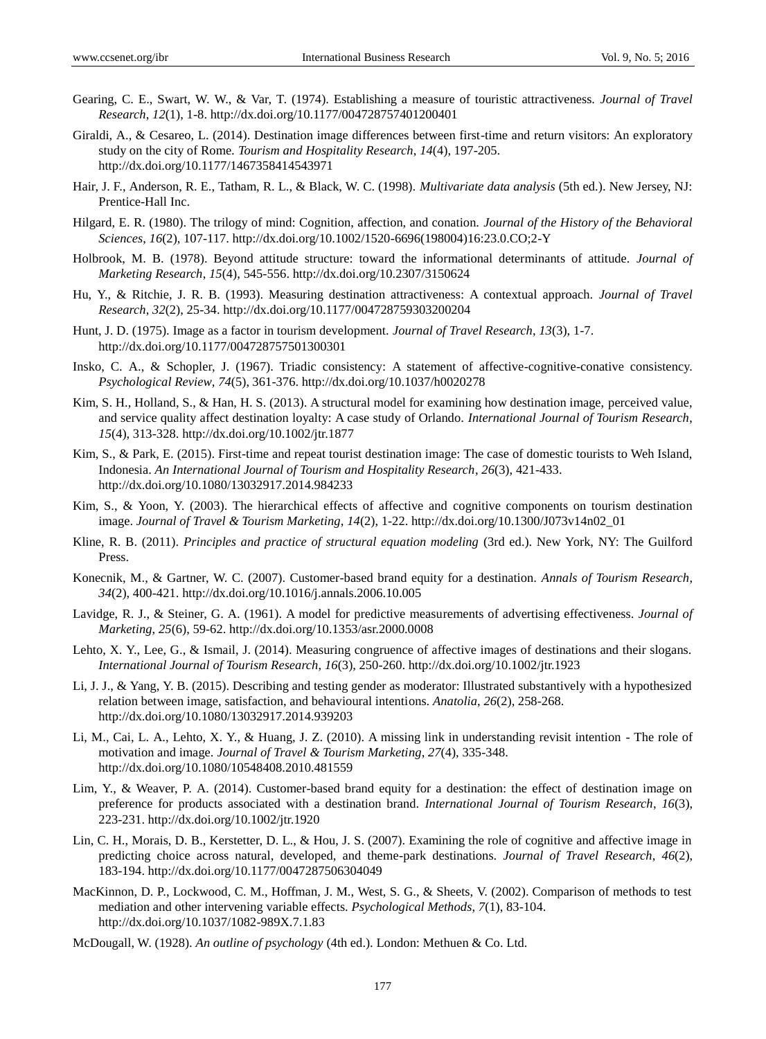Gearing, C. E., Swart, W. W., & Var, T. (1974). Establishing a measure of touristic attractiveness. *Journal of Travel Research*, *12*(1), 1-8. http://dx.doi.org/10.1177/004728757401200401

Giraldi, A., & Cesareo, L. (2014). Destination image differences between first-time and return visitors: An exploratory study on the city of Rome. *Tourism and Hospitality Research*, *14*(4), 197-205. http://dx.doi.org/10.1177/1467358414543971

Hair, J. F., Anderson, R. E., Tatham, R. L., & Black, W. C. (1998). *Multivariate data analysis* (5th ed.). New Jersey, NJ: Prentice-Hall Inc.

Hilgard, E. R. (1980). The trilogy of mind: Cognition, affection, and conation. *Journal of the History of the Behavioral Sciences*, *16*(2), 107-117. http://dx.doi.org/10.1002/1520-6696(198004)16:23.0.CO;2-Y

Holbrook, M. B. (1978). Beyond attitude structure: toward the informational determinants of attitude. *Journal of Marketing Research*, *15*(4), 545-556. http://dx.doi.org/10.2307/3150624

Hu, Y., & Ritchie, J. R. B. (1993). Measuring destination attractiveness: A contextual approach. *Journal of Travel Research*, *32*(2), 25-34. http://dx.doi.org/10.1177/004728759303200204

Hunt, J. D. (1975). Image as a factor in tourism development. *Journal of Travel Research*, *13*(3), 1-7. http://dx.doi.org/10.1177/004728757501300301

Insko, C. A., & Schopler, J. (1967). Triadic consistency: A statement of affective-cognitive-conative consistency. *Psychological Review*, *74*(5), 361-376. http://dx.doi.org/10.1037/h0020278

Kim, S. H., Holland, S., & Han, H. S. (2013). A structural model for examining how destination image, perceived value, and service quality affect destination loyalty: A case study of Orlando. *International Journal of Tourism Research*, *15*(4), 313-328. http://dx.doi.org/10.1002/jtr.1877

Kim, S., & Park, E. (2015). First-time and repeat tourist destination image: The case of domestic tourists to Weh Island, Indonesia. *An International Journal of Tourism and Hospitality Research*, *26*(3), 421-433. http://dx.doi.org/10.1080/13032917.2014.984233

Kim, S., & Yoon, Y. (2003). The hierarchical effects of affective and cognitive components on tourism destination image. *Journal of Travel & Tourism Marketing*, *14*(2), 1-22. http://dx.doi.org/10.1300/J073v14n02_01

Kline, R. B. (2011). *Principles and practice of structural equation modeling* (3rd ed.). New York, NY: The Guilford Press.

Konecnik, M., & Gartner, W. C. (2007). Customer-based brand equity for a destination. *Annals of Tourism Research*, *34*(2), 400-421. http://dx.doi.org/10.1016/j.annals.2006.10.005

Lavidge, R. J., & Steiner, G. A. (1961). A model for predictive measurements of advertising effectiveness. *Journal of Marketing*, *25*(6), 59-62. http://dx.doi.org/10.1353/asr.2000.0008

Lehto, X. Y., Lee, G., & Ismail, J. (2014). Measuring congruence of affective images of destinations and their slogans. *International Journal of Tourism Research*, *16*(3), 250-260. http://dx.doi.org/10.1002/jtr.1923

Li, J. J., & Yang, Y. B. (2015). Describing and testing gender as moderator: Illustrated substantively with a hypothesized relation between image, satisfaction, and behavioural intentions. *Anatolia*, *26*(2), 258-268. http://dx.doi.org/10.1080/13032917.2014.939203

Li, M., Cai, L. A., Lehto, X. Y., & Huang, J. Z. (2010). A missing link in understanding revisit intention - The role of motivation and image. *Journal of Travel & Tourism Marketing*, *27*(4), 335-348. http://dx.doi.org/10.1080/10548408.2010.481559

Lim, Y., & Weaver, P. A. (2014). Customer-based brand equity for a destination: the effect of destination image on preference for products associated with a destination brand. *International Journal of Tourism Research*, *16*(3), 223-231. http://dx.doi.org/10.1002/jtr.1920

Lin, C. H., Morais, D. B., Kerstetter, D. L., & Hou, J. S. (2007). Examining the role of cognitive and affective image in predicting choice across natural, developed, and theme-park destinations. *Journal of Travel Research*, *46*(2), 183-194. http://dx.doi.org/10.1177/0047287506304049

MacKinnon, D. P., Lockwood, C. M., Hoffman, J. M., West, S. G., & Sheets, V. (2002). Comparison of methods to test mediation and other intervening variable effects. *Psychological Methods*, *7*(1), 83-104. http://dx.doi.org/10.1037/1082-989X.7.1.83

McDougall, W. (1928). *An outline of psychology* (4th ed.). London: Methuen & Co. Ltd.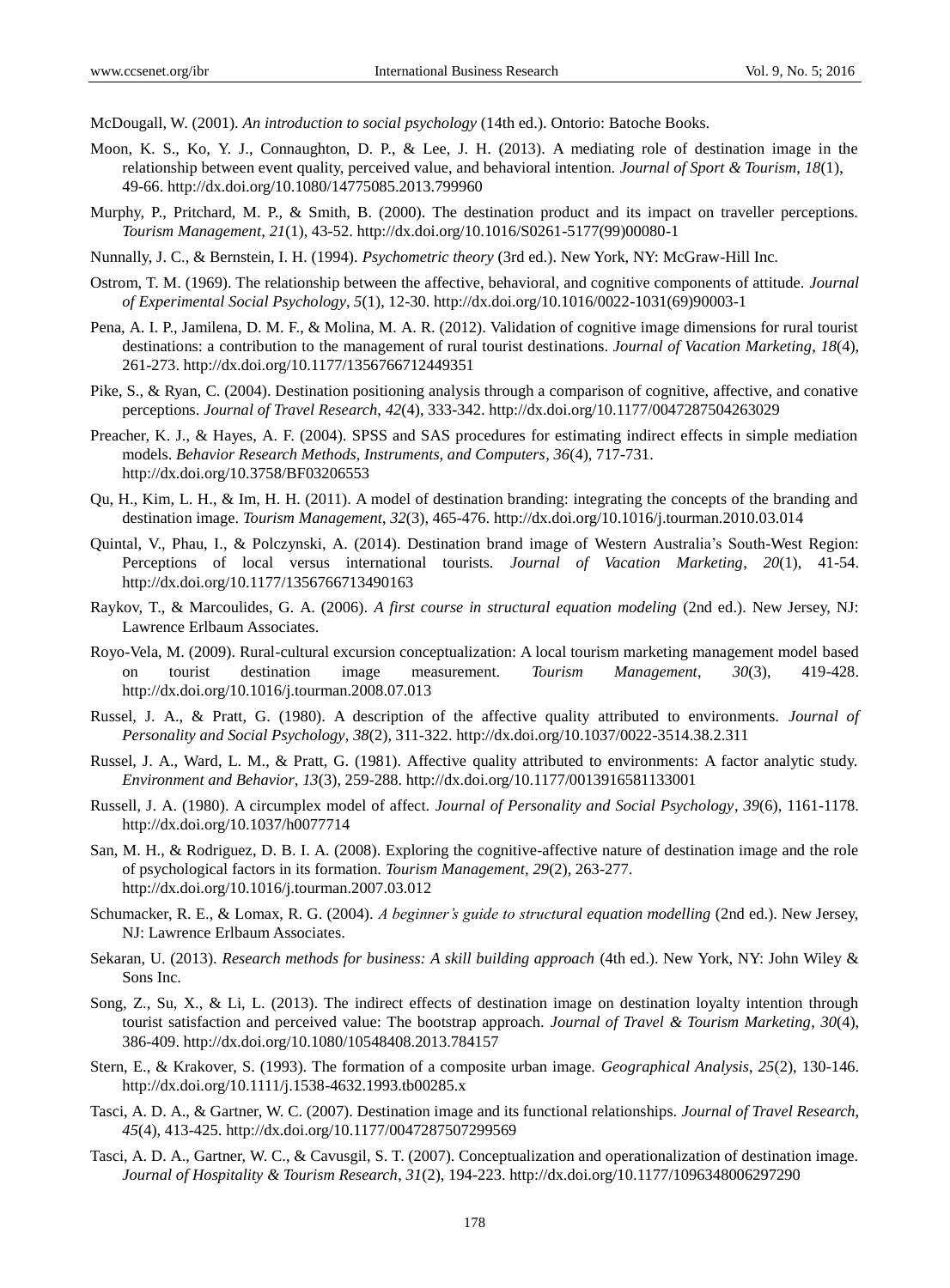McDougall, W. (2001). *An introduction to social psychology* (14th ed.). Ontorio: Batoche Books.

Moon, K. S., Ko, Y. J., Connaughton, D. P., & Lee, J. H. (2013). A mediating role of destination image in the relationship between event quality, perceived value, and behavioral intention. *Journal of Sport & Tourism*, *18*(1), 49-66. http://dx.doi.org/10.1080/14775085.2013.799960

Murphy, P., Pritchard, M. P., & Smith, B. (2000). The destination product and its impact on traveller perceptions. *Tourism Management*, *21*(1), 43-52. http://dx.doi.org/10.1016/S0261-5177(99)00080-1

Nunnally, J. C., & Bernstein, I. H. (1994). *Psychometric theory* (3rd ed.). New York, NY: McGraw-Hill Inc.

Ostrom, T. M. (1969). The relationship between the affective, behavioral, and cognitive components of attitude. *Journal of Experimental Social Psychology*, *5*(1), 12-30. http://dx.doi.org/10.1016/0022-1031(69)90003-1

Pena, A. I. P., Jamilena, D. M. F., & Molina, M. A. R. (2012). Validation of cognitive image dimensions for rural tourist destinations: a contribution to the management of rural tourist destinations. *Journal of Vacation Marketing*, *18*(4), 261-273. http://dx.doi.org/10.1177/1356766712449351

Pike, S., & Ryan, C. (2004). Destination positioning analysis through a comparison of cognitive, affective, and conative perceptions. *Journal of Travel Research*, *42*(4), 333-342. http://dx.doi.org/10.1177/0047287504263029

Preacher, K. J., & Hayes, A. F. (2004). SPSS and SAS procedures for estimating indirect effects in simple mediation models. *Behavior Research Methods, Instruments, and Computers*, *36*(4), 717-731. http://dx.doi.org/10.3758/BF03206553

Qu, H., Kim, L. H., & Im, H. H. (2011). A model of destination branding: integrating the concepts of the branding and destination image. *Tourism Management*, *32*(3), 465-476. http://dx.doi.org/10.1016/j.tourman.2010.03.014

Quintal, V., Phau, I., & Polczynski, A. (2014). Destination brand image of Western Australia's South-West Region: Perceptions of local versus international tourists. *Journal of Vacation Marketing*, *20*(1), 41-54. http://dx.doi.org/10.1177/1356766713490163

Raykov, T., & Marcoulides, G. A. (2006). *A first course in structural equation modeling* (2nd ed.). New Jersey, NJ: Lawrence Erlbaum Associates.

Royo-Vela, M. (2009). Rural-cultural excursion conceptualization: A local tourism marketing management model based on tourist destination image measurement. *Tourism Management*, *30*(3), 419-428. http://dx.doi.org/10.1016/j.tourman.2008.07.013

Russel, J. A., & Pratt, G. (1980). A description of the affective quality attributed to environments. *Journal of Personality and Social Psychology*, *38*(2), 311-322. http://dx.doi.org/10.1037/0022-3514.38.2.311

Russel, J. A., Ward, L. M., & Pratt, G. (1981). Affective quality attributed to environments: A factor analytic study. *Environment and Behavior*, *13*(3), 259-288. http://dx.doi.org/10.1177/0013916581133001

Russell, J. A. (1980). A circumplex model of affect. *Journal of Personality and Social Psychology*, *39*(6), 1161-1178. http://dx.doi.org/10.1037/h0077714

San, M. H., & Rodriguez, D. B. I. A. (2008). Exploring the cognitive-affective nature of destination image and the role of psychological factors in its formation. *Tourism Management*, *29*(2), 263-277. http://dx.doi.org/10.1016/j.tourman.2007.03.012

Schumacker, R. E., & Lomax, R. G. (2004). *A beginner's guide to structural equation modelling* (2nd ed.). New Jersey, NJ: Lawrence Erlbaum Associates.

Sekaran, U. (2013). *Research methods for business: A skill building approach* (4th ed.). New York, NY: John Wiley & Sons Inc.

Song, Z., Su, X., & Li, L. (2013). The indirect effects of destination image on destination loyalty intention through tourist satisfaction and perceived value: The bootstrap approach. *Journal of Travel & Tourism Marketing*, *30*(4), 386-409. http://dx.doi.org/10.1080/10548408.2013.784157

Stern, E., & Krakover, S. (1993). The formation of a composite urban image. *Geographical Analysis*, *25*(2), 130-146. http://dx.doi.org/10.1111/j.1538-4632.1993.tb00285.x

Tasci, A. D. A., & Gartner, W. C. (2007). Destination image and its functional relationships. *Journal of Travel Research*, *45*(4), 413-425. http://dx.doi.org/10.1177/0047287507299569

Tasci, A. D. A., Gartner, W. C., & Cavusgil, S. T. (2007). Conceptualization and operationalization of destination image. *Journal of Hospitality & Tourism Research*, *31*(2), 194-223. http://dx.doi.org/10.1177/1096348006297290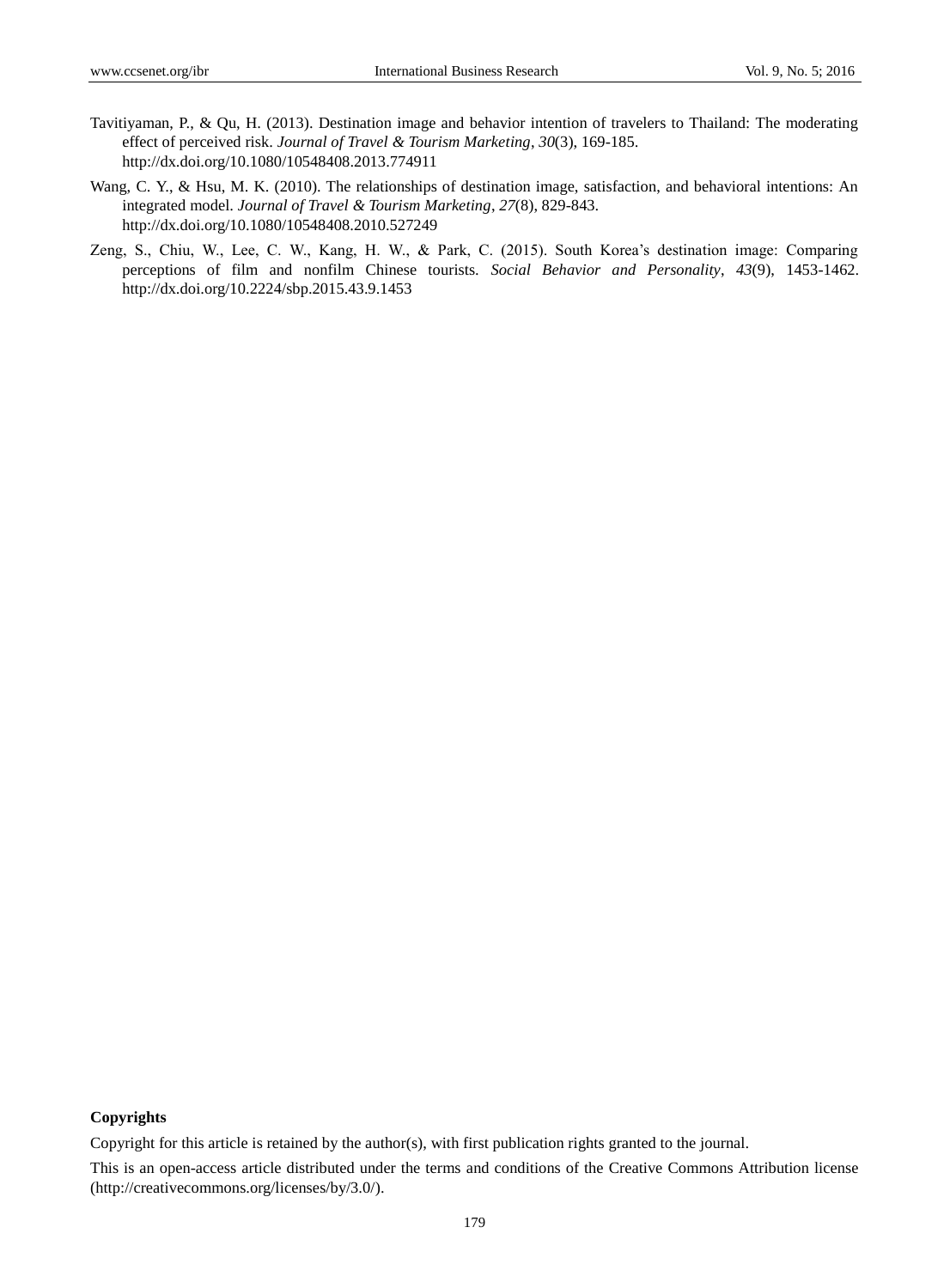Tavitiyaman, P., & Qu, H. (2013). Destination image and behavior intention of travelers to Thailand: The moderating effect of perceived risk. *Journal of Travel & Tourism Marketing*, *30*(3), 169-185. http://dx.doi.org/10.1080/10548408.2013.774911

Wang, C. Y., & Hsu, M. K. (2010). The relationships of destination image, satisfaction, and behavioral intentions: An integrated model. *Journal of Travel & Tourism Marketing*, *27*(8), 829-843. http://dx.doi.org/10.1080/10548408.2010.527249

Zeng, S., Chiu, W., Lee, C. W., Kang, H. W., & Park, C. (2015). South Korea's destination image: Comparing perceptions of film and nonfilm Chinese tourists. *Social Behavior and Personality*, *43*(9), 1453-1462. http://dx.doi.org/10.2224/sbp.2015.43.9.1453

**Copyrights**

Copyright for this article is retained by the author(s), with first publication rights granted to the journal.

This is an open-access article distributed under the terms and conditions of the Creative Commons Attribution license (http://creativecommons.org/licenses/by/3.0/).